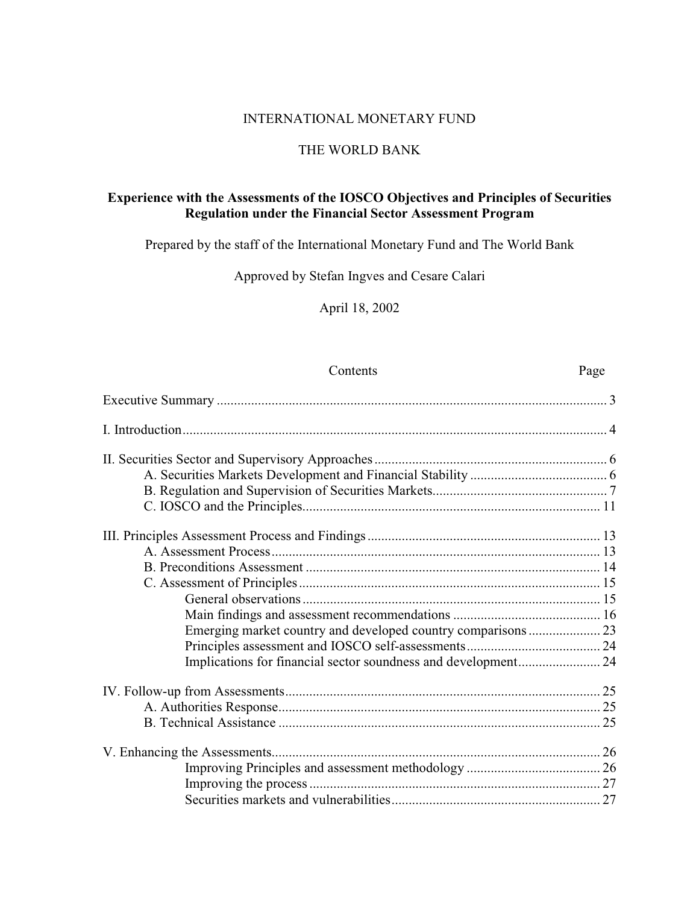INTERNATIONAL MONETARY FUND

THE WORLD BANK

# Experience with the Assessments of the IOSCO Objectives and Principles of Securities Regulation under the Financial Sector Assessment Program

Prepared by the staff of the International Monetary Fund and The World Bank

Approved by Stefan Ingves and Cesare Calari

April 18, 2002

| Contents | Page |
|---|---|
| Executive Summary | 3 |
| I. Introduction | 4 |
| II. Securities Sector and Supervisory Approaches | 6 |
| A. Securities Markets Development and Financial Stability | 6 |
| B. Regulation and Supervision of Securities Markets | 7 |
| C. IOSCO and the Principles | 11 |
| III. Principles Assessment Process and Findings | 13 |
| A. Assessment Process | 13 |
| B. Preconditions Assessment | 14 |
| C. Assessment of Principles | 15 |
| General observations | 15 |
| Main findings and assessment recommendations | 16 |
| Emerging market country and developed country comparisons | 23 |
| Principles assessment and IOSCO self-assessments | 24 |
| Implications for financial sector soundness and development | 24 |
| IV. Follow-up from Assessments | 25 |
| A. Authorities Response | 25 |
| B. Technical Assistance | 25 |
| V. Enhancing the Assessments | 26 |
| Improving Principles and assessment methodology | 26 |
| Improving the process | 27 |
| Securities markets and vulnerabilities | 27 |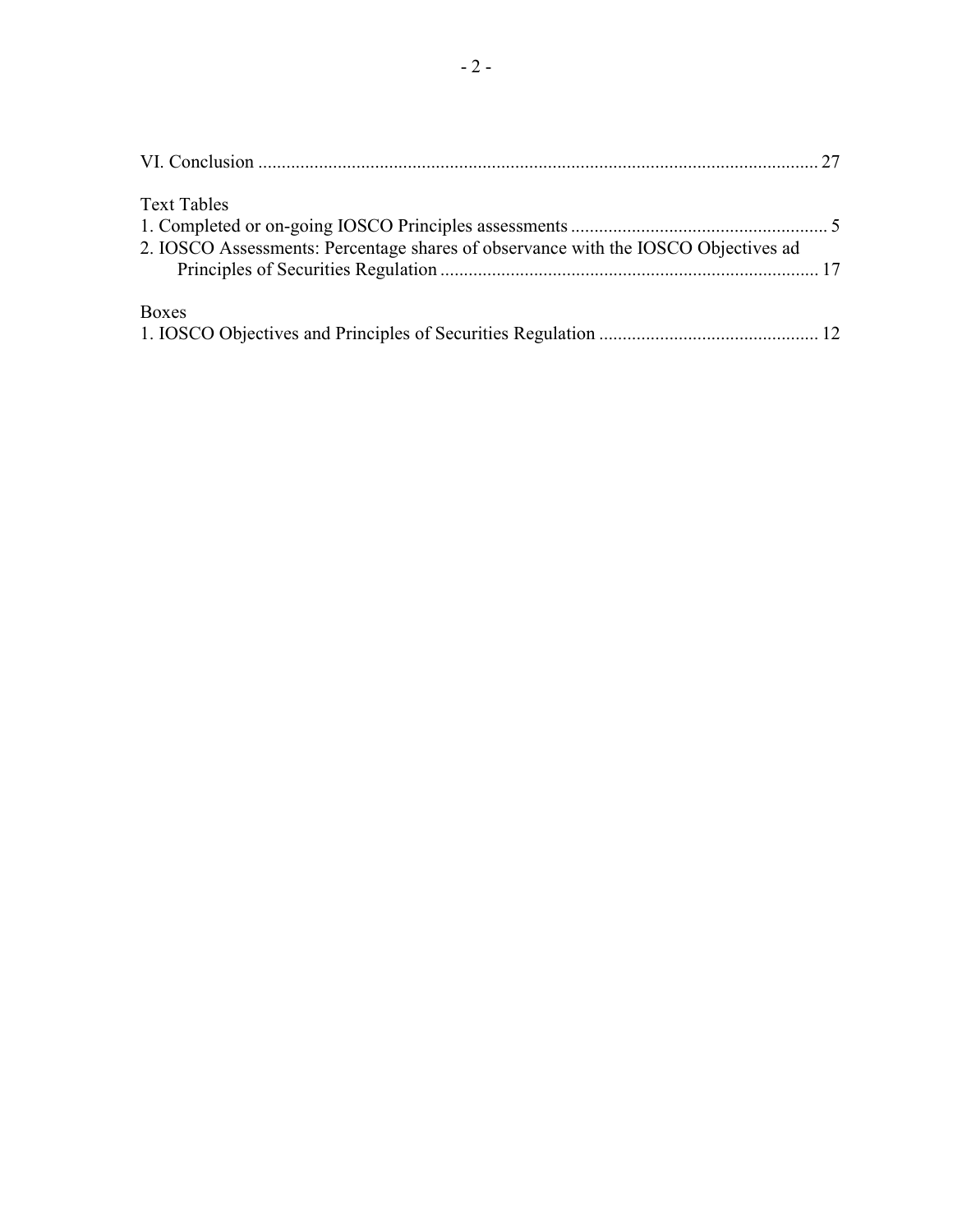VI. Conclusion ........................................................................................................................ 27

Text Tables

1. Completed or on-going IOSCO Principles assessments ....................................................... 5
2. IOSCO Assessments: Percentage shares of observance with the IOSCO Objectives ad Principles of Securities Regulation ................................................................................. 17

Boxes

1. IOSCO Objectives and Principles of Securities Regulation ............................................... 12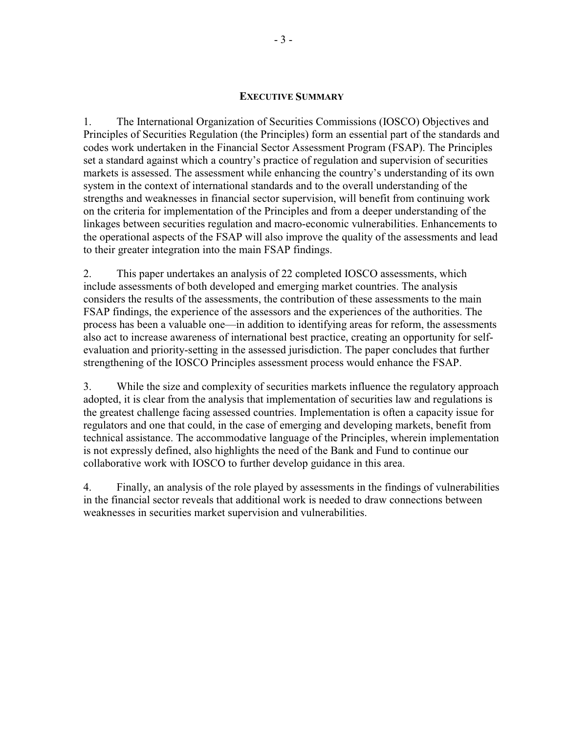## EXECUTIVE SUMMARY

1. The International Organization of Securities Commissions (IOSCO) Objectives and Principles of Securities Regulation (the Principles) form an essential part of the standards and codes work undertaken in the Financial Sector Assessment Program (FSAP). The Principles set a standard against which a country's practice of regulation and supervision of securities markets is assessed. The assessment while enhancing the country's understanding of its own system in the context of international standards and to the overall understanding of the strengths and weaknesses in financial sector supervision, will benefit from continuing work on the criteria for implementation of the Principles and from a deeper understanding of the linkages between securities regulation and macro-economic vulnerabilities. Enhancements to the operational aspects of the FSAP will also improve the quality of the assessments and lead to their greater integration into the main FSAP findings.

2. This paper undertakes an analysis of 22 completed IOSCO assessments, which include assessments of both developed and emerging market countries. The analysis considers the results of the assessments, the contribution of these assessments to the main FSAP findings, the experience of the assessors and the experiences of the authorities. The process has been a valuable one—in addition to identifying areas for reform, the assessments also act to increase awareness of international best practice, creating an opportunity for self-evaluation and priority-setting in the assessed jurisdiction. The paper concludes that further strengthening of the IOSCO Principles assessment process would enhance the FSAP.

3. While the size and complexity of securities markets influence the regulatory approach adopted, it is clear from the analysis that implementation of securities law and regulations is the greatest challenge facing assessed countries. Implementation is often a capacity issue for regulators and one that could, in the case of emerging and developing markets, benefit from technical assistance. The accommodative language of the Principles, wherein implementation is not expressly defined, also highlights the need of the Bank and Fund to continue our collaborative work with IOSCO to further develop guidance in this area.

4. Finally, an analysis of the role played by assessments in the findings of vulnerabilities in the financial sector reveals that additional work is needed to draw connections between weaknesses in securities market supervision and vulnerabilities.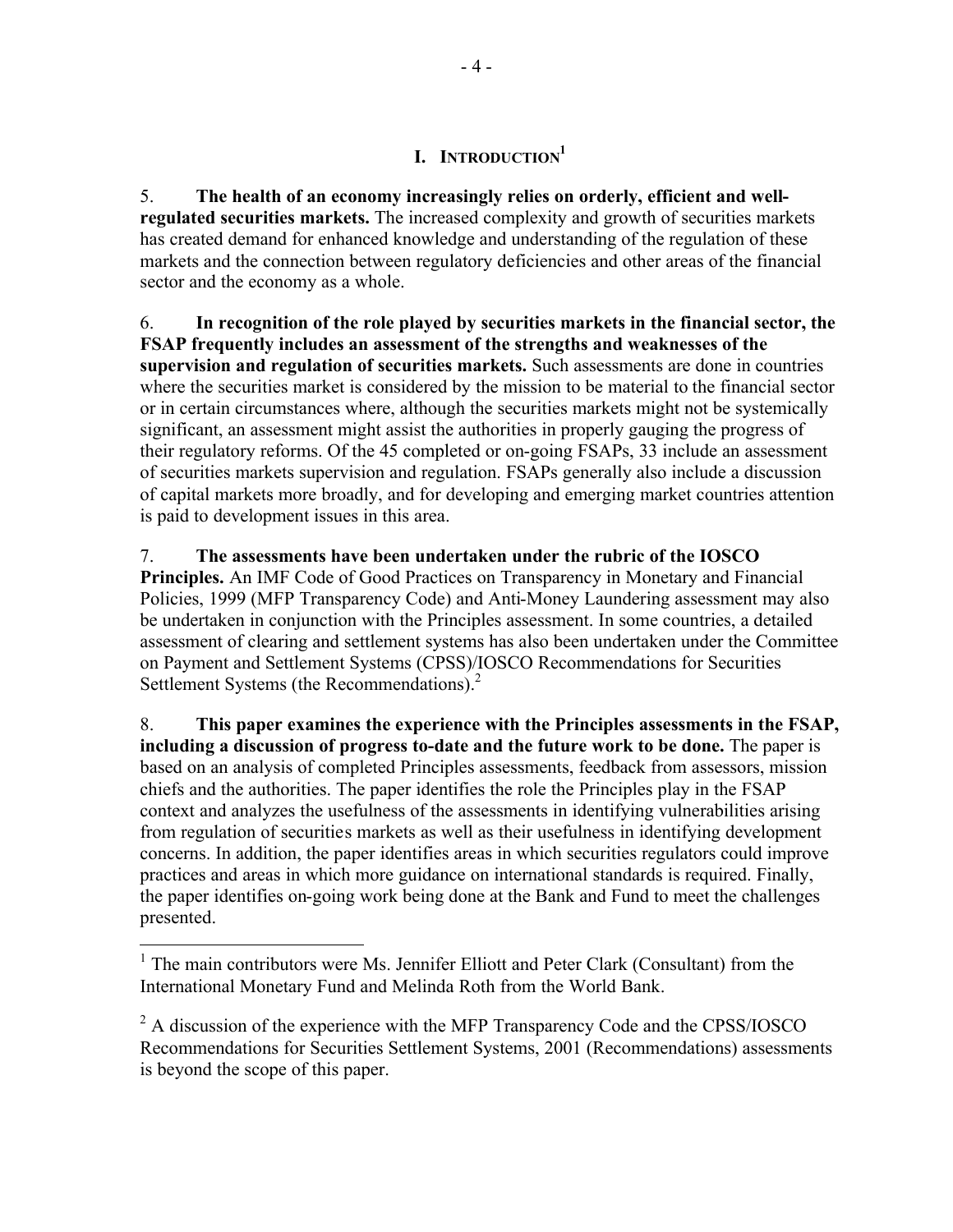# I. INTRODUCTION[1]

5. **The health of an economy increasingly relies on orderly, efficient and well-regulated securities markets.** The increased complexity and growth of securities markets has created demand for enhanced knowledge and understanding of the regulation of these markets and the connection between regulatory deficiencies and other areas of the financial sector and the economy as a whole.

6. **In recognition of the role played by securities markets in the financial sector, the FSAP frequently includes an assessment of the strengths and weaknesses of the supervision and regulation of securities markets.** Such assessments are done in countries where the securities market is considered by the mission to be material to the financial sector or in certain circumstances where, although the securities markets might not be systemically significant, an assessment might assist the authorities in properly gauging the progress of their regulatory reforms. Of the 45 completed or on-going FSAPs, 33 include an assessment of securities markets supervision and regulation. FSAPs generally also include a discussion of capital markets more broadly, and for developing and emerging market countries attention is paid to development issues in this area.

7. **The assessments have been undertaken under the rubric of the IOSCO Principles.** An IMF Code of Good Practices on Transparency in Monetary and Financial Policies, 1999 (MFP Transparency Code) and Anti-Money Laundering assessment may also be undertaken in conjunction with the Principles assessment. In some countries, a detailed assessment of clearing and settlement systems has also been undertaken under the Committee on Payment and Settlement Systems (CPSS)/IOSCO Recommendations for Securities Settlement Systems (the Recommendations).[2]

8. **This paper examines the experience with the Principles assessments in the FSAP, including a discussion of progress to-date and the future work to be done.** The paper is based on an analysis of completed Principles assessments, feedback from assessors, mission chiefs and the authorities. The paper identifies the role the Principles play in the FSAP context and analyzes the usefulness of the assessments in identifying vulnerabilities arising from regulation of securities markets as well as their usefulness in identifying development concerns. In addition, the paper identifies areas in which securities regulators could improve practices and areas in which more guidance on international standards is required. Finally, the paper identifies on-going work being done at the Bank and Fund to meet the challenges presented.

---

[1] The main contributors were Ms. Jennifer Elliott and Peter Clark (Consultant) from the International Monetary Fund and Melinda Roth from the World Bank.

[2] A discussion of the experience with the MFP Transparency Code and the CPSS/IOSCO Recommendations for Securities Settlement Systems, 2001 (Recommendations) assessments is beyond the scope of this paper.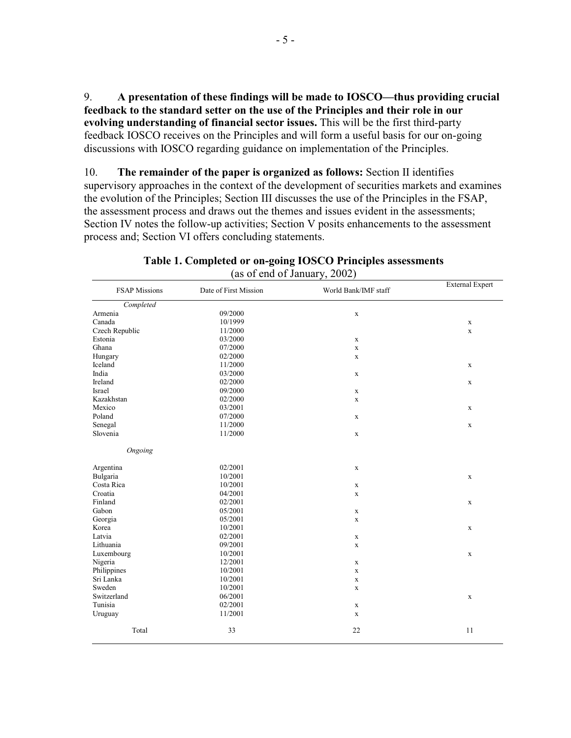9. **A presentation of these findings will be made to IOSCO—thus providing crucial feedback to the standard setter on the use of the Principles and their role in our evolving understanding of financial sector issues.** This will be the first third-party feedback IOSCO receives on the Principles and will form a useful basis for our on-going discussions with IOSCO regarding guidance on implementation of the Principles.

10. **The remainder of the paper is organized as follows:** Section II identifies supervisory approaches in the context of the development of securities markets and examines the evolution of the Principles; Section III discusses the use of the Principles in the FSAP, the assessment process and draws out the themes and issues evident in the assessments; Section IV notes the follow-up activities; Section V posits enhancements to the assessment process and; Section VI offers concluding statements.

**Table 1. Completed or on-going IOSCO Principles assessments**
(as of end of January, 2002)

| FSAP Missions | Date of First Mission | World Bank/IMF staff | External Expert |
|---|---|---|---|
| *Completed* | | | |
| Armenia | 09/2000 | x | |
| Canada | 10/1999 | | x |
| Czech Republic | 11/2000 | | x |
| Estonia | 03/2000 | x | |
| Ghana | 07/2000 | x | |
| Hungary | 02/2000 | x | |
| Iceland | 11/2000 | | x |
| India | 03/2000 | x | |
| Ireland | 02/2000 | | x |
| Israel | 09/2000 | x | |
| Kazakhstan | 02/2000 | x | |
| Mexico | 03/2001 | | x |
| Poland | 07/2000 | x | |
| Senegal | 11/2000 | | x |
| Slovenia | 11/2000 | x | |
| *Ongoing* | | | |
| Argentina | 02/2001 | x | |
| Bulgaria | 10/2001 | | x |
| Costa Rica | 10/2001 | x | |
| Croatia | 04/2001 | x | |
| Finland | 02/2001 | | x |
| Gabon | 05/2001 | x | |
| Georgia | 05/2001 | x | |
| Korea | 10/2001 | | x |
| Latvia | 02/2001 | x | |
| Lithuania | 09/2001 | x | |
| Luxembourg | 10/2001 | | x |
| Nigeria | 12/2001 | x | |
| Philippines | 10/2001 | x | |
| Sri Lanka | 10/2001 | x | |
| Sweden | 10/2001 | x | |
| Switzerland | 06/2001 | | x |
| Tunisia | 02/2001 | x | |
| Uruguay | 11/2001 | x | |
| Total | 33 | 22 | 11 |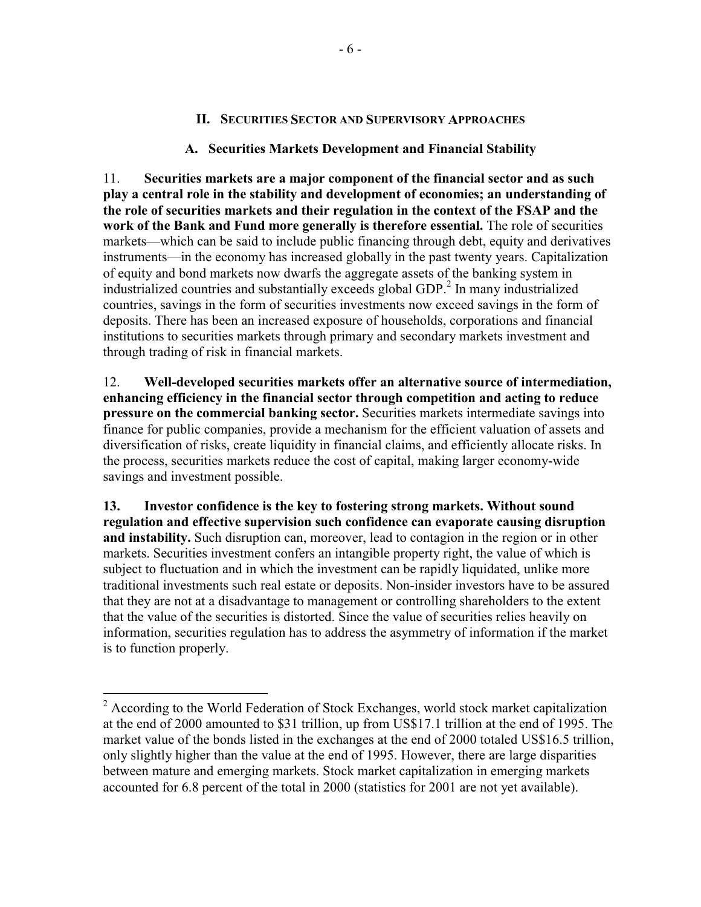## II. Securities Sector and Supervisory Approaches

### A. Securities Markets Development and Financial Stability

11. **Securities markets are a major component of the financial sector and as such play a central role in the stability and development of economies; an understanding of the role of securities markets and their regulation in the context of the FSAP and the work of the Bank and Fund more generally is therefore essential.** The role of securities markets—which can be said to include public financing through debt, equity and derivatives instruments—in the economy has increased globally in the past twenty years. Capitalization of equity and bond markets now dwarfs the aggregate assets of the banking system in industrialized countries and substantially exceeds global GDP.[2] In many industrialized countries, savings in the form of securities investments now exceed savings in the form of deposits. There has been an increased exposure of households, corporations and financial institutions to securities markets through primary and secondary markets investment and through trading of risk in financial markets.

12. **Well-developed securities markets offer an alternative source of intermediation, enhancing efficiency in the financial sector through competition and acting to reduce pressure on the commercial banking sector.** Securities markets intermediate savings into finance for public companies, provide a mechanism for the efficient valuation of assets and diversification of risks, create liquidity in financial claims, and efficiently allocate risks. In the process, securities markets reduce the cost of capital, making larger economy-wide savings and investment possible.

13. **Investor confidence is the key to fostering strong markets. Without sound regulation and effective supervision such confidence can evaporate causing disruption and instability.** Such disruption can, moreover, lead to contagion in the region or in other markets. Securities investment confers an intangible property right, the value of which is subject to fluctuation and in which the investment can be rapidly liquidated, unlike more traditional investments such real estate or deposits. Non-insider investors have to be assured that they are not at a disadvantage to management or controlling shareholders to the extent that the value of the securities is distorted. Since the value of securities relies heavily on information, securities regulation has to address the asymmetry of information if the market is to function properly.

---

[2] According to the World Federation of Stock Exchanges, world stock market capitalization at the end of 2000 amounted to $31 trillion, up from US$17.1 trillion at the end of 1995. The market value of the bonds listed in the exchanges at the end of 2000 totaled US$16.5 trillion, only slightly higher than the value at the end of 1995. However, there are large disparities between mature and emerging markets. Stock market capitalization in emerging markets accounted for 6.8 percent of the total in 2000 (statistics for 2001 are not yet available).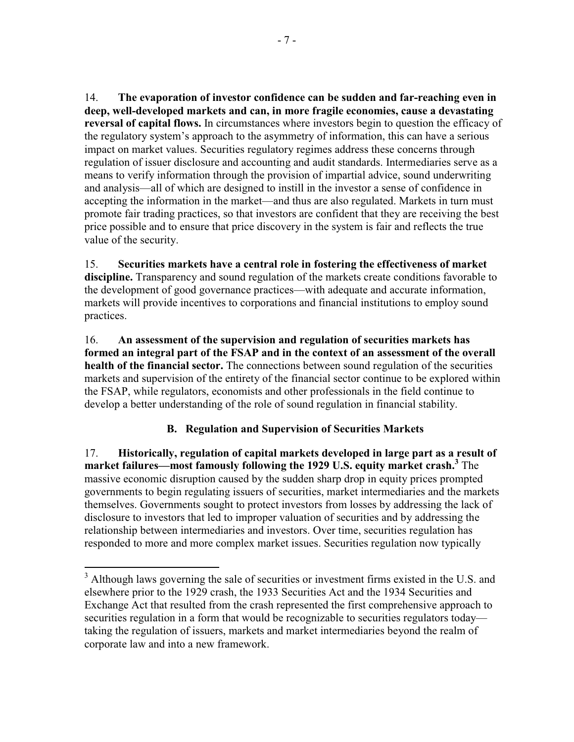14. **The evaporation of investor confidence can be sudden and far-reaching even in deep, well-developed markets and can, in more fragile economies, cause a devastating reversal of capital flows.** In circumstances where investors begin to question the efficacy of the regulatory system's approach to the asymmetry of information, this can have a serious impact on market values. Securities regulatory regimes address these concerns through regulation of issuer disclosure and accounting and audit standards. Intermediaries serve as a means to verify information through the provision of impartial advice, sound underwriting and analysis—all of which are designed to instill in the investor a sense of confidence in accepting the information in the market—and thus are also regulated. Markets in turn must promote fair trading practices, so that investors are confident that they are receiving the best price possible and to ensure that price discovery in the system is fair and reflects the true value of the security.

15. **Securities markets have a central role in fostering the effectiveness of market discipline.** Transparency and sound regulation of the markets create conditions favorable to the development of good governance practices—with adequate and accurate information, markets will provide incentives to corporations and financial institutions to employ sound practices.

16. **An assessment of the supervision and regulation of securities markets has formed an integral part of the FSAP and in the context of an assessment of the overall health of the financial sector.** The connections between sound regulation of the securities markets and supervision of the entirety of the financial sector continue to be explored within the FSAP, while regulators, economists and other professionals in the field continue to develop a better understanding of the role of sound regulation in financial stability.

## B. Regulation and Supervision of Securities Markets

17. **Historically, regulation of capital markets developed in large part as a result of market failures—most famously following the 1929 U.S. equity market crash.**[3] The massive economic disruption caused by the sudden sharp drop in equity prices prompted governments to begin regulating issuers of securities, market intermediaries and the markets themselves. Governments sought to protect investors from losses by addressing the lack of disclosure to investors that led to improper valuation of securities and by addressing the relationship between intermediaries and investors. Over time, securities regulation has responded to more and more complex market issues. Securities regulation now typically

[3] Although laws governing the sale of securities or investment firms existed in the U.S. and elsewhere prior to the 1929 crash, the 1933 Securities Act and the 1934 Securities and Exchange Act that resulted from the crash represented the first comprehensive approach to securities regulation in a form that would be recognizable to securities regulators today—taking the regulation of issuers, markets and market intermediaries beyond the realm of corporate law and into a new framework.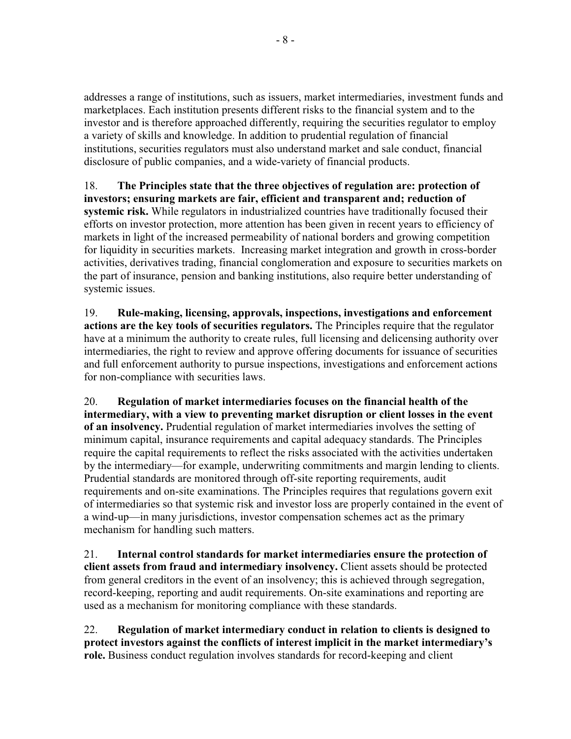addresses a range of institutions, such as issuers, market intermediaries, investment funds and marketplaces. Each institution presents different risks to the financial system and to the investor and is therefore approached differently, requiring the securities regulator to employ a variety of skills and knowledge. In addition to prudential regulation of financial institutions, securities regulators must also understand market and sale conduct, financial disclosure of public companies, and a wide-variety of financial products.

18. **The Principles state that the three objectives of regulation are: protection of investors; ensuring markets are fair, efficient and transparent and; reduction of systemic risk.** While regulators in industrialized countries have traditionally focused their efforts on investor protection, more attention has been given in recent years to efficiency of markets in light of the increased permeability of national borders and growing competition for liquidity in securities markets. Increasing market integration and growth in cross-border activities, derivatives trading, financial conglomeration and exposure to securities markets on the part of insurance, pension and banking institutions, also require better understanding of systemic issues.

19. **Rule-making, licensing, approvals, inspections, investigations and enforcement actions are the key tools of securities regulators.** The Principles require that the regulator have at a minimum the authority to create rules, full licensing and delicensing authority over intermediaries, the right to review and approve offering documents for issuance of securities and full enforcement authority to pursue inspections, investigations and enforcement actions for non-compliance with securities laws.

20. **Regulation of market intermediaries focuses on the financial health of the intermediary, with a view to preventing market disruption or client losses in the event of an insolvency.** Prudential regulation of market intermediaries involves the setting of minimum capital, insurance requirements and capital adequacy standards. The Principles require the capital requirements to reflect the risks associated with the activities undertaken by the intermediary—for example, underwriting commitments and margin lending to clients. Prudential standards are monitored through off-site reporting requirements, audit requirements and on-site examinations. The Principles requires that regulations govern exit of intermediaries so that systemic risk and investor loss are properly contained in the event of a wind-up—in many jurisdictions, investor compensation schemes act as the primary mechanism for handling such matters.

21. **Internal control standards for market intermediaries ensure the protection of client assets from fraud and intermediary insolvency.** Client assets should be protected from general creditors in the event of an insolvency; this is achieved through segregation, record-keeping, reporting and audit requirements. On-site examinations and reporting are used as a mechanism for monitoring compliance with these standards.

22. **Regulation of market intermediary conduct in relation to clients is designed to protect investors against the conflicts of interest implicit in the market intermediary's role.** Business conduct regulation involves standards for record-keeping and client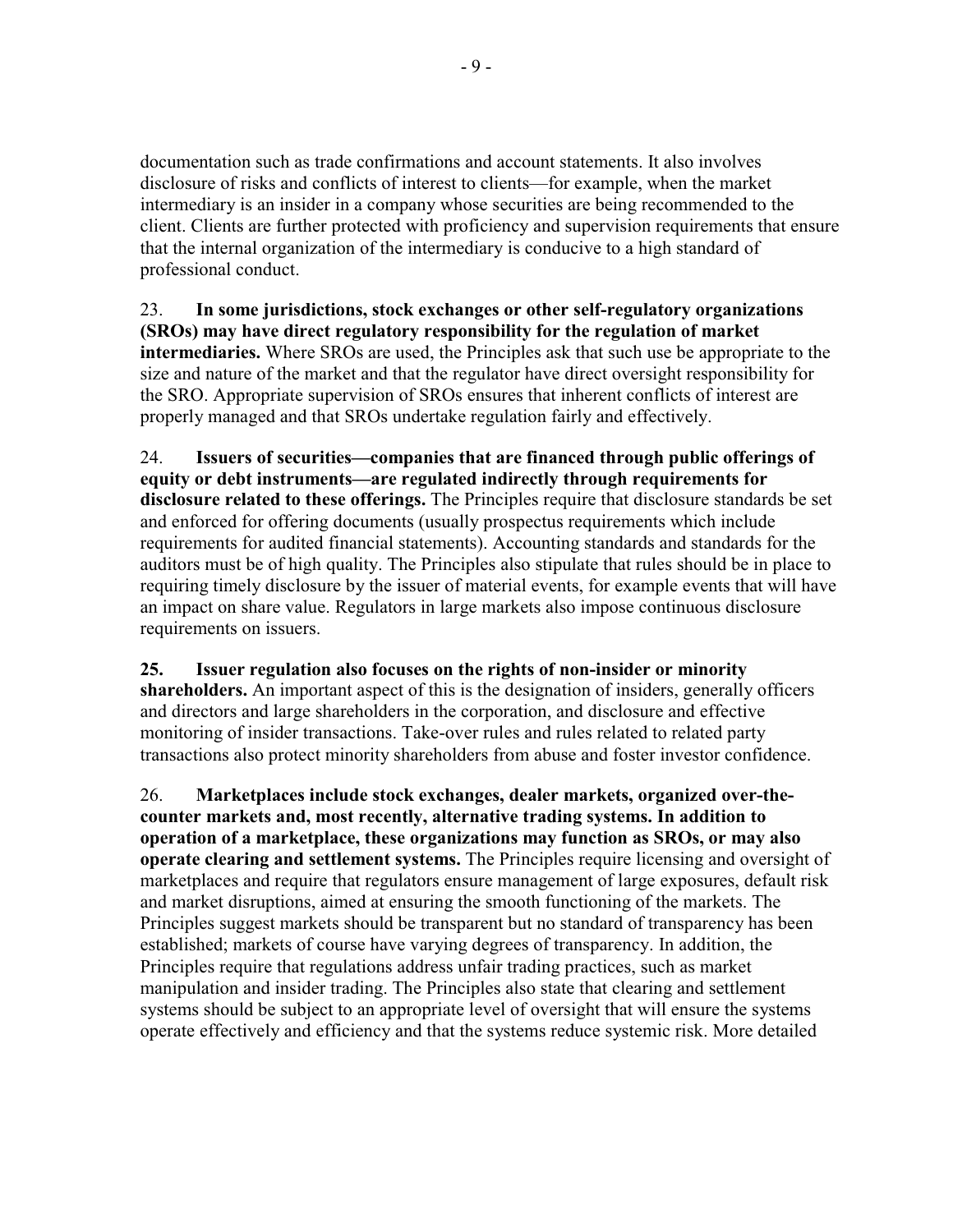documentation such as trade confirmations and account statements. It also involves disclosure of risks and conflicts of interest to clients—for example, when the market intermediary is an insider in a company whose securities are being recommended to the client. Clients are further protected with proficiency and supervision requirements that ensure that the internal organization of the intermediary is conducive to a high standard of professional conduct.

23. **In some jurisdictions, stock exchanges or other self-regulatory organizations (SROs) may have direct regulatory responsibility for the regulation of market intermediaries.** Where SROs are used, the Principles ask that such use be appropriate to the size and nature of the market and that the regulator have direct oversight responsibility for the SRO. Appropriate supervision of SROs ensures that inherent conflicts of interest are properly managed and that SROs undertake regulation fairly and effectively.

24. **Issuers of securities—companies that are financed through public offerings of equity or debt instruments—are regulated indirectly through requirements for disclosure related to these offerings.** The Principles require that disclosure standards be set and enforced for offering documents (usually prospectus requirements which include requirements for audited financial statements). Accounting standards and standards for the auditors must be of high quality. The Principles also stipulate that rules should be in place to requiring timely disclosure by the issuer of material events, for example events that will have an impact on share value. Regulators in large markets also impose continuous disclosure requirements on issuers.

**25. Issuer regulation also focuses on the rights of non-insider or minority shareholders.** An important aspect of this is the designation of insiders, generally officers and directors and large shareholders in the corporation, and disclosure and effective monitoring of insider transactions. Take-over rules and rules related to related party transactions also protect minority shareholders from abuse and foster investor confidence.

26. **Marketplaces include stock exchanges, dealer markets, organized over-the-counter markets and, most recently, alternative trading systems. In addition to operation of a marketplace, these organizations may function as SROs, or may also operate clearing and settlement systems.** The Principles require licensing and oversight of marketplaces and require that regulators ensure management of large exposures, default risk and market disruptions, aimed at ensuring the smooth functioning of the markets. The Principles suggest markets should be transparent but no standard of transparency has been established; markets of course have varying degrees of transparency. In addition, the Principles require that regulations address unfair trading practices, such as market manipulation and insider trading. The Principles also state that clearing and settlement systems should be subject to an appropriate level of oversight that will ensure the systems operate effectively and efficiency and that the systems reduce systemic risk. More detailed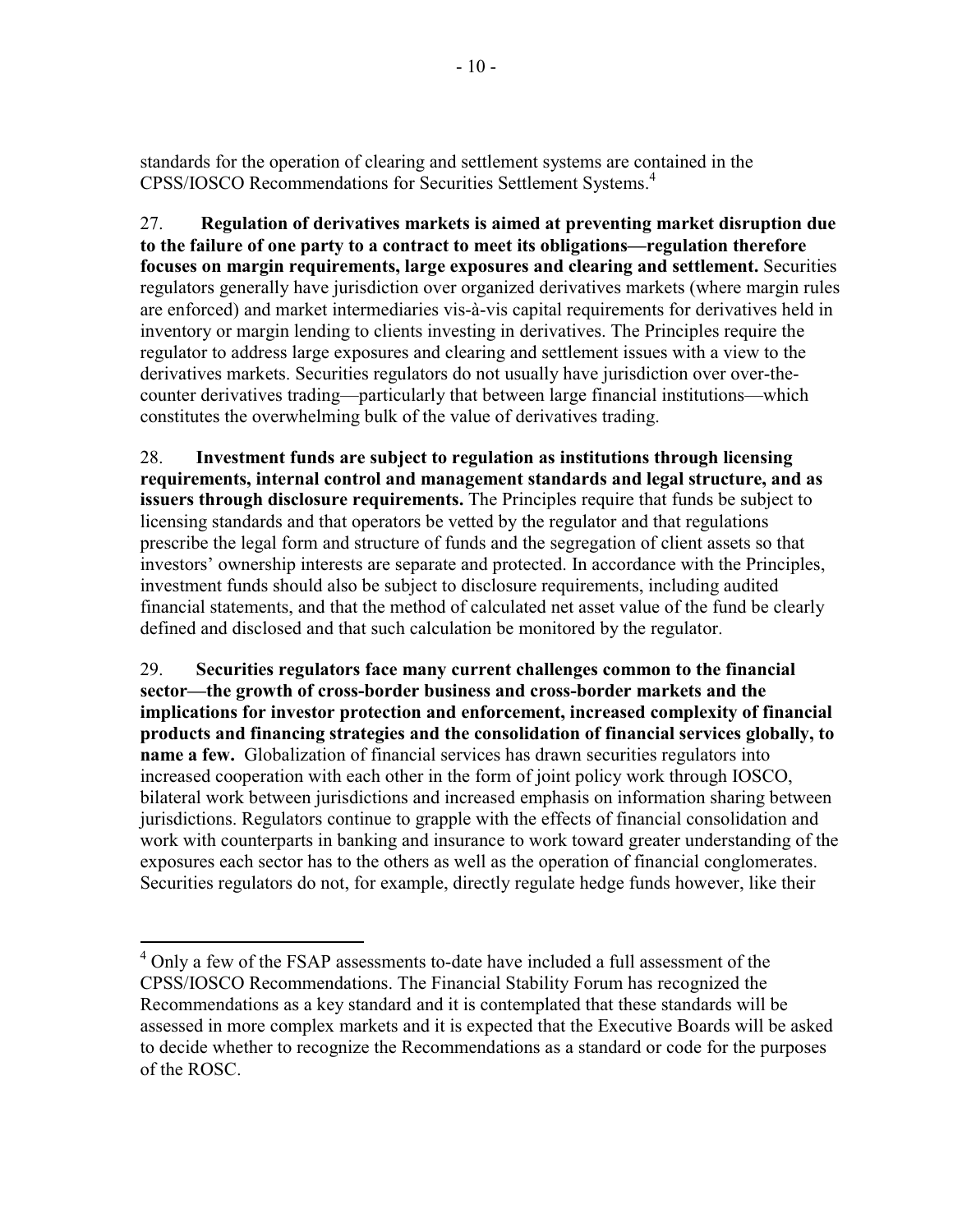standards for the operation of clearing and settlement systems are contained in the CPSS/IOSCO Recommendations for Securities Settlement Systems.[4]

27. **Regulation of derivatives markets is aimed at preventing market disruption due to the failure of one party to a contract to meet its obligations—regulation therefore focuses on margin requirements, large exposures and clearing and settlement.** Securities regulators generally have jurisdiction over organized derivatives markets (where margin rules are enforced) and market intermediaries vis-à-vis capital requirements for derivatives held in inventory or margin lending to clients investing in derivatives. The Principles require the regulator to address large exposures and clearing and settlement issues with a view to the derivatives markets. Securities regulators do not usually have jurisdiction over over-the-counter derivatives trading—particularly that between large financial institutions—which constitutes the overwhelming bulk of the value of derivatives trading.

28. **Investment funds are subject to regulation as institutions through licensing requirements, internal control and management standards and legal structure, and as issuers through disclosure requirements.** The Principles require that funds be subject to licensing standards and that operators be vetted by the regulator and that regulations prescribe the legal form and structure of funds and the segregation of client assets so that investors' ownership interests are separate and protected. In accordance with the Principles, investment funds should also be subject to disclosure requirements, including audited financial statements, and that the method of calculated net asset value of the fund be clearly defined and disclosed and that such calculation be monitored by the regulator.

29. **Securities regulators face many current challenges common to the financial sector—the growth of cross-border business and cross-border markets and the implications for investor protection and enforcement, increased complexity of financial products and financing strategies and the consolidation of financial services globally, to name a few.** Globalization of financial services has drawn securities regulators into increased cooperation with each other in the form of joint policy work through IOSCO, bilateral work between jurisdictions and increased emphasis on information sharing between jurisdictions. Regulators continue to grapple with the effects of financial consolidation and work with counterparts in banking and insurance to work toward greater understanding of the exposures each sector has to the others as well as the operation of financial conglomerates. Securities regulators do not, for example, directly regulate hedge funds however, like their

---

[4] Only a few of the FSAP assessments to-date have included a full assessment of the CPSS/IOSCO Recommendations. The Financial Stability Forum has recognized the Recommendations as a key standard and it is contemplated that these standards will be assessed in more complex markets and it is expected that the Executive Boards will be asked to decide whether to recognize the Recommendations as a standard or code for the purposes of the ROSC.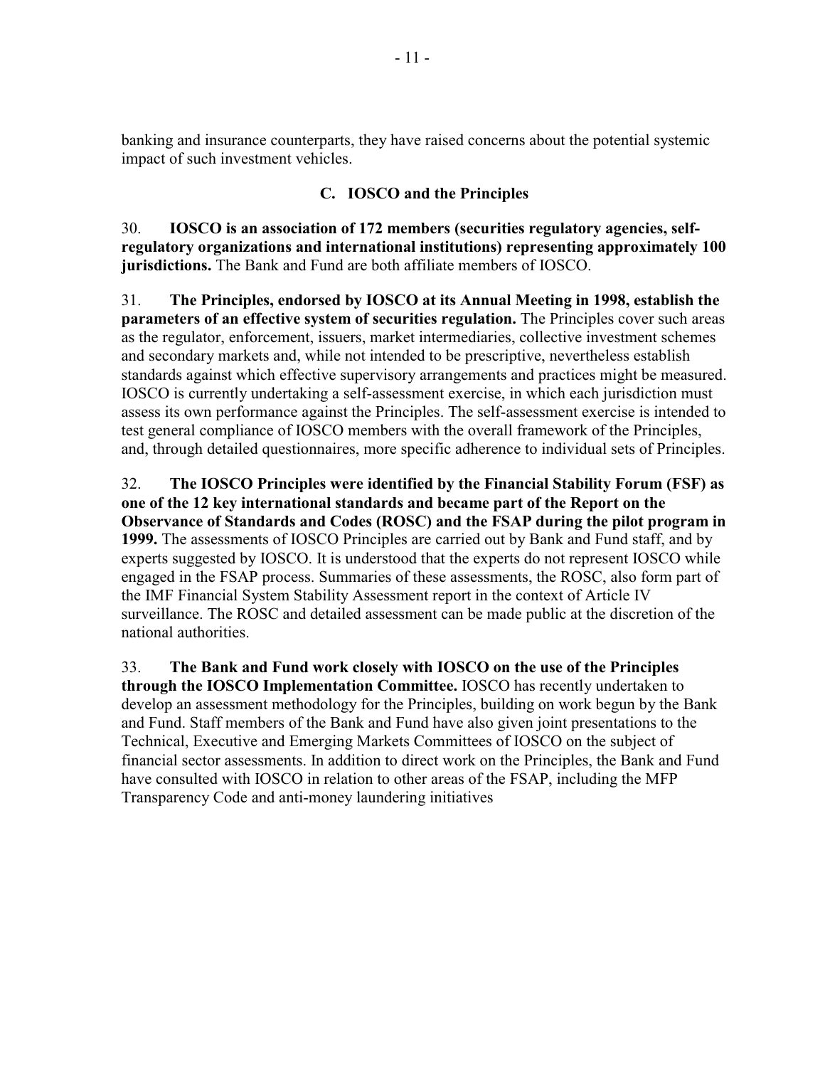banking and insurance counterparts, they have raised concerns about the potential systemic impact of such investment vehicles.

### C. IOSCO and the Principles

30. **IOSCO is an association of 172 members (securities regulatory agencies, self-regulatory organizations and international institutions) representing approximately 100 jurisdictions.** The Bank and Fund are both affiliate members of IOSCO.

31. **The Principles, endorsed by IOSCO at its Annual Meeting in 1998, establish the parameters of an effective system of securities regulation.** The Principles cover such areas as the regulator, enforcement, issuers, market intermediaries, collective investment schemes and secondary markets and, while not intended to be prescriptive, nevertheless establish standards against which effective supervisory arrangements and practices might be measured. IOSCO is currently undertaking a self-assessment exercise, in which each jurisdiction must assess its own performance against the Principles. The self-assessment exercise is intended to test general compliance of IOSCO members with the overall framework of the Principles, and, through detailed questionnaires, more specific adherence to individual sets of Principles.

32. **The IOSCO Principles were identified by the Financial Stability Forum (FSF) as one of the 12 key international standards and became part of the Report on the Observance of Standards and Codes (ROSC) and the FSAP during the pilot program in 1999.** The assessments of IOSCO Principles are carried out by Bank and Fund staff, and by experts suggested by IOSCO. It is understood that the experts do not represent IOSCO while engaged in the FSAP process. Summaries of these assessments, the ROSC, also form part of the IMF Financial System Stability Assessment report in the context of Article IV surveillance. The ROSC and detailed assessment can be made public at the discretion of the national authorities.

33. **The Bank and Fund work closely with IOSCO on the use of the Principles through the IOSCO Implementation Committee.** IOSCO has recently undertaken to develop an assessment methodology for the Principles, building on work begun by the Bank and Fund. Staff members of the Bank and Fund have also given joint presentations to the Technical, Executive and Emerging Markets Committees of IOSCO on the subject of financial sector assessments. In addition to direct work on the Principles, the Bank and Fund have consulted with IOSCO in relation to other areas of the FSAP, including the MFP Transparency Code and anti-money laundering initiatives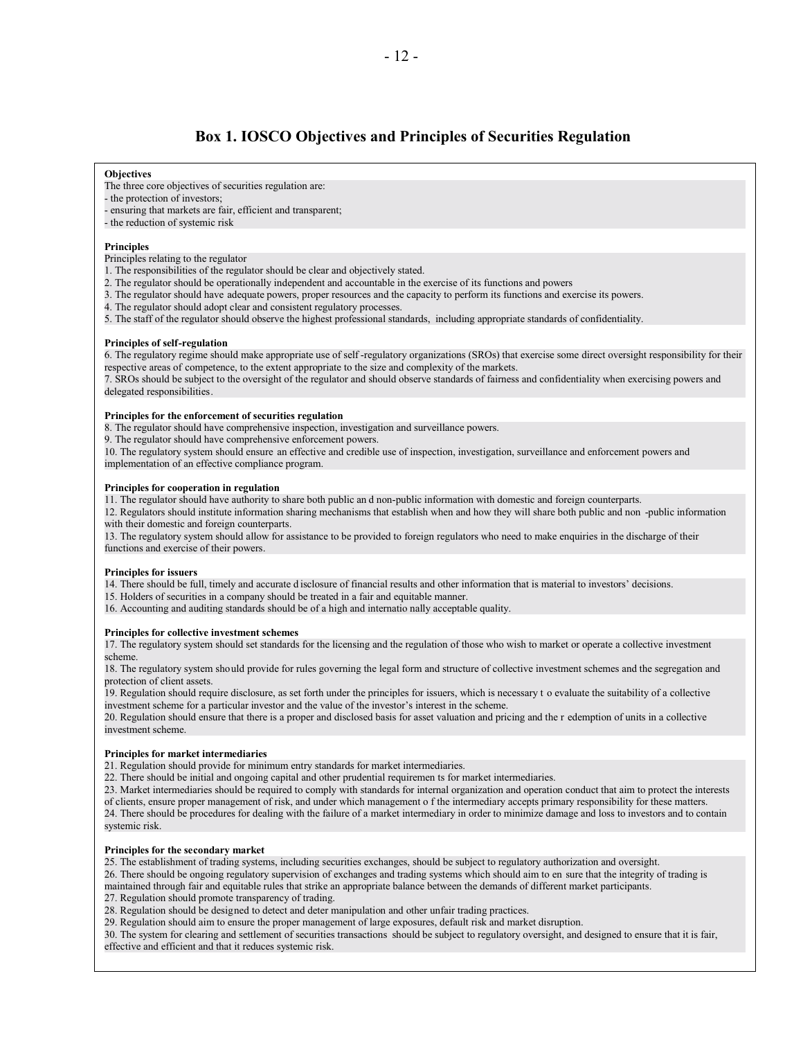# Box 1. IOSCO Objectives and Principles of Securities Regulation

**Objectives**

The three core objectives of securities regulation are:

- the protection of investors;
- ensuring that markets are fair, efficient and transparent;
- the reduction of systemic risk

**Principles**

Principles relating to the regulator

1. The responsibilities of the regulator should be clear and objectively stated.
2. The regulator should be operationally independent and accountable in the exercise of its functions and powers
3. The regulator should have adequate powers, proper resources and the capacity to perform its functions and exercise its powers.
4. The regulator should adopt clear and consistent regulatory processes.
5. The staff of the regulator should observe the highest professional standards, including appropriate standards of confidentiality.

**Principles of self-regulation**

6. The regulatory regime should make appropriate use of self-regulatory organizations (SROs) that exercise some direct oversight responsibility for their respective areas of competence, to the extent appropriate to the size and complexity of the markets.
7. SROs should be subject to the oversight of the regulator and should observe standards of fairness and confidentiality when exercising powers and delegated responsibilities.

**Principles for the enforcement of securities regulation**

8. The regulator should have comprehensive inspection, investigation and surveillance powers.
9. The regulator should have comprehensive enforcement powers.
10. The regulatory system should ensure an effective and credible use of inspection, investigation, surveillance and enforcement powers and implementation of an effective compliance program.

**Principles for cooperation in regulation**

11. The regulator should have authority to share both public and non-public information with domestic and foreign counterparts.
12. Regulators should institute information sharing mechanisms that establish when and how they will share both public and non-public information with their domestic and foreign counterparts.
13. The regulatory system should allow for assistance to be provided to foreign regulators who need to make enquiries in the discharge of their functions and exercise of their powers.

**Principles for issuers**

14. There should be full, timely and accurate disclosure of financial results and other information that is material to investors' decisions.
15. Holders of securities in a company should be treated in a fair and equitable manner.
16. Accounting and auditing standards should be of a high and internationally acceptable quality.

**Principles for collective investment schemes**

17. The regulatory system should set standards for the licensing and the regulation of those who wish to market or operate a collective investment scheme.
18. The regulatory system should provide for rules governing the legal form and structure of collective investment schemes and the segregation and protection of client assets.
19. Regulation should require disclosure, as set forth under the principles for issuers, which is necessary to evaluate the suitability of a collective investment scheme for a particular investor and the value of the investor's interest in the scheme.
20. Regulation should ensure that there is a proper and disclosed basis for asset valuation and pricing and the redemption of units in a collective investment scheme.

**Principles for market intermediaries**

21. Regulation should provide for minimum entry standards for market intermediaries.
22. There should be initial and ongoing capital and other prudential requirements for market intermediaries.
23. Market intermediaries should be required to comply with standards for internal organization and operation conduct that aim to protect the interests of clients, ensure proper management of risk, and under which management of the intermediary accepts primary responsibility for these matters.
24. There should be procedures for dealing with the failure of a market intermediary in order to minimize damage and loss to investors and to contain systemic risk.

**Principles for the secondary market**

25. The establishment of trading systems, including securities exchanges, should be subject to regulatory authorization and oversight.
26. There should be ongoing regulatory supervision of exchanges and trading systems which should aim to ensure that the integrity of trading is maintained through fair and equitable rules that strike an appropriate balance between the demands of different market participants.
27. Regulation should promote transparency of trading.
28. Regulation should be designed to detect and deter manipulation and other unfair trading practices.
29. Regulation should aim to ensure the proper management of large exposures, default risk and market disruption.
30. The system for clearing and settlement of securities transactions should be subject to regulatory oversight, and designed to ensure that it is fair, effective and efficient and that it reduces systemic risk.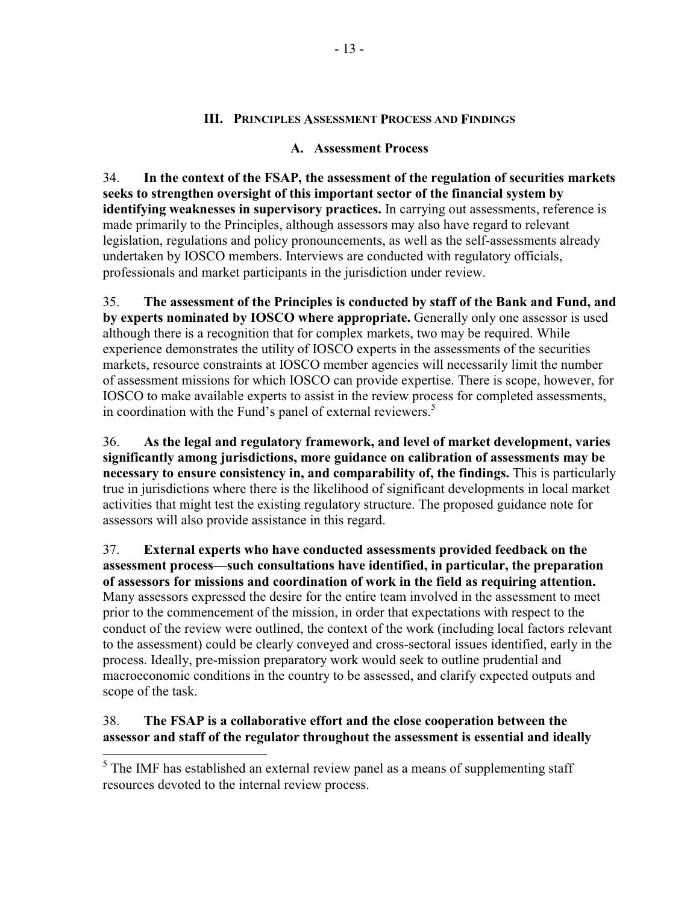## III. Principles Assessment Process and Findings

### A. Assessment Process

34. **In the context of the FSAP, the assessment of the regulation of securities markets seeks to strengthen oversight of this important sector of the financial system by identifying weaknesses in supervisory practices.** In carrying out assessments, reference is made primarily to the Principles, although assessors may also have regard to relevant legislation, regulations and policy pronouncements, as well as the self-assessments already undertaken by IOSCO members. Interviews are conducted with regulatory officials, professionals and market participants in the jurisdiction under review.

35. **The assessment of the Principles is conducted by staff of the Bank and Fund, and by experts nominated by IOSCO where appropriate.** Generally only one assessor is used although there is a recognition that for complex markets, two may be required. While experience demonstrates the utility of IOSCO experts in the assessments of the securities markets, resource constraints at IOSCO member agencies will necessarily limit the number of assessment missions for which IOSCO can provide expertise. There is scope, however, for IOSCO to make available experts to assist in the review process for completed assessments, in coordination with the Fund's panel of external reviewers.[5]

36. **As the legal and regulatory framework, and level of market development, varies significantly among jurisdictions, more guidance on calibration of assessments may be necessary to ensure consistency in, and comparability of, the findings.** This is particularly true in jurisdictions where there is the likelihood of significant developments in local market activities that might test the existing regulatory structure. The proposed guidance note for assessors will also provide assistance in this regard.

37. **External experts who have conducted assessments provided feedback on the assessment process—such consultations have identified, in particular, the preparation of assessors for missions and coordination of work in the field as requiring attention.** Many assessors expressed the desire for the entire team involved in the assessment to meet prior to the commencement of the mission, in order that expectations with respect to the conduct of the review were outlined, the context of the work (including local factors relevant to the assessment) could be clearly conveyed and cross-sectoral issues identified, early in the process. Ideally, pre-mission preparatory work would seek to outline prudential and macroeconomic conditions in the country to be assessed, and clarify expected outputs and scope of the task.

38. **The FSAP is a collaborative effort and the close cooperation between the assessor and staff of the regulator throughout the assessment is essential and ideally**

---

[5] The IMF has established an external review panel as a means of supplementing staff resources devoted to the internal review process.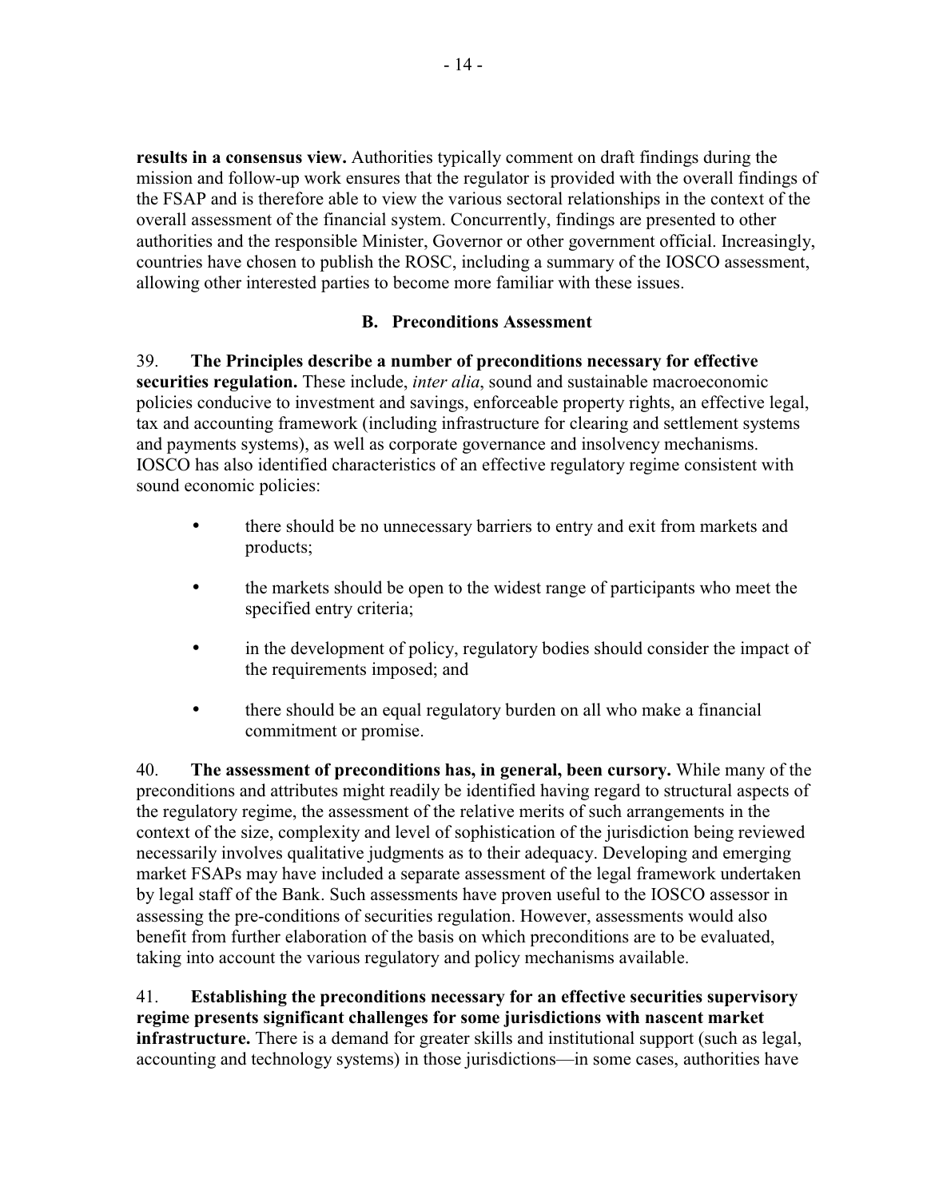**results in a consensus view.** Authorities typically comment on draft findings during the mission and follow-up work ensures that the regulator is provided with the overall findings of the FSAP and is therefore able to view the various sectoral relationships in the context of the overall assessment of the financial system. Concurrently, findings are presented to other authorities and the responsible Minister, Governor or other government official. Increasingly, countries have chosen to publish the ROSC, including a summary of the IOSCO assessment, allowing other interested parties to become more familiar with these issues.

### B. Preconditions Assessment

39. **The Principles describe a number of preconditions necessary for effective securities regulation.** These include, *inter alia*, sound and sustainable macroeconomic policies conducive to investment and savings, enforceable property rights, an effective legal, tax and accounting framework (including infrastructure for clearing and settlement systems and payments systems), as well as corporate governance and insolvency mechanisms. IOSCO has also identified characteristics of an effective regulatory regime consistent with sound economic policies:

- there should be no unnecessary barriers to entry and exit from markets and products;
- the markets should be open to the widest range of participants who meet the specified entry criteria;
- in the development of policy, regulatory bodies should consider the impact of the requirements imposed; and
- there should be an equal regulatory burden on all who make a financial commitment or promise.

40. **The assessment of preconditions has, in general, been cursory.** While many of the preconditions and attributes might readily be identified having regard to structural aspects of the regulatory regime, the assessment of the relative merits of such arrangements in the context of the size, complexity and level of sophistication of the jurisdiction being reviewed necessarily involves qualitative judgments as to their adequacy. Developing and emerging market FSAPs may have included a separate assessment of the legal framework undertaken by legal staff of the Bank. Such assessments have proven useful to the IOSCO assessor in assessing the pre-conditions of securities regulation. However, assessments would also benefit from further elaboration of the basis on which preconditions are to be evaluated, taking into account the various regulatory and policy mechanisms available.

41. **Establishing the preconditions necessary for an effective securities supervisory regime presents significant challenges for some jurisdictions with nascent market infrastructure.** There is a demand for greater skills and institutional support (such as legal, accounting and technology systems) in those jurisdictions—in some cases, authorities have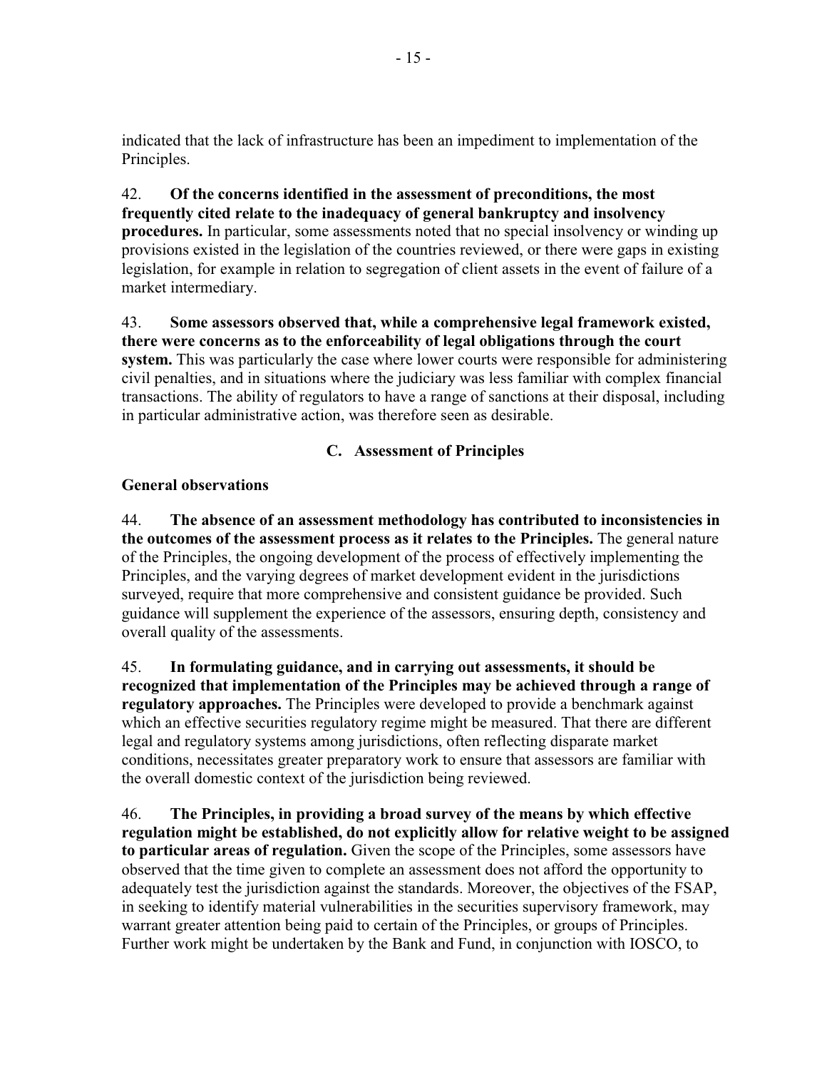indicated that the lack of infrastructure has been an impediment to implementation of the Principles.

42. **Of the concerns identified in the assessment of preconditions, the most frequently cited relate to the inadequacy of general bankruptcy and insolvency procedures.** In particular, some assessments noted that no special insolvency or winding up provisions existed in the legislation of the countries reviewed, or there were gaps in existing legislation, for example in relation to segregation of client assets in the event of failure of a market intermediary.

43. **Some assessors observed that, while a comprehensive legal framework existed, there were concerns as to the enforceability of legal obligations through the court system.** This was particularly the case where lower courts were responsible for administering civil penalties, and in situations where the judiciary was less familiar with complex financial transactions. The ability of regulators to have a range of sanctions at their disposal, including in particular administrative action, was therefore seen as desirable.

## C. Assessment of Principles

**General observations**

44. **The absence of an assessment methodology has contributed to inconsistencies in the outcomes of the assessment process as it relates to the Principles.** The general nature of the Principles, the ongoing development of the process of effectively implementing the Principles, and the varying degrees of market development evident in the jurisdictions surveyed, require that more comprehensive and consistent guidance be provided. Such guidance will supplement the experience of the assessors, ensuring depth, consistency and overall quality of the assessments.

45. **In formulating guidance, and in carrying out assessments, it should be recognized that implementation of the Principles may be achieved through a range of regulatory approaches.** The Principles were developed to provide a benchmark against which an effective securities regulatory regime might be measured. That there are different legal and regulatory systems among jurisdictions, often reflecting disparate market conditions, necessitates greater preparatory work to ensure that assessors are familiar with the overall domestic context of the jurisdiction being reviewed.

46. **The Principles, in providing a broad survey of the means by which effective regulation might be established, do not explicitly allow for relative weight to be assigned to particular areas of regulation.** Given the scope of the Principles, some assessors have observed that the time given to complete an assessment does not afford the opportunity to adequately test the jurisdiction against the standards. Moreover, the objectives of the FSAP, in seeking to identify material vulnerabilities in the securities supervisory framework, may warrant greater attention being paid to certain of the Principles, or groups of Principles. Further work might be undertaken by the Bank and Fund, in conjunction with IOSCO, to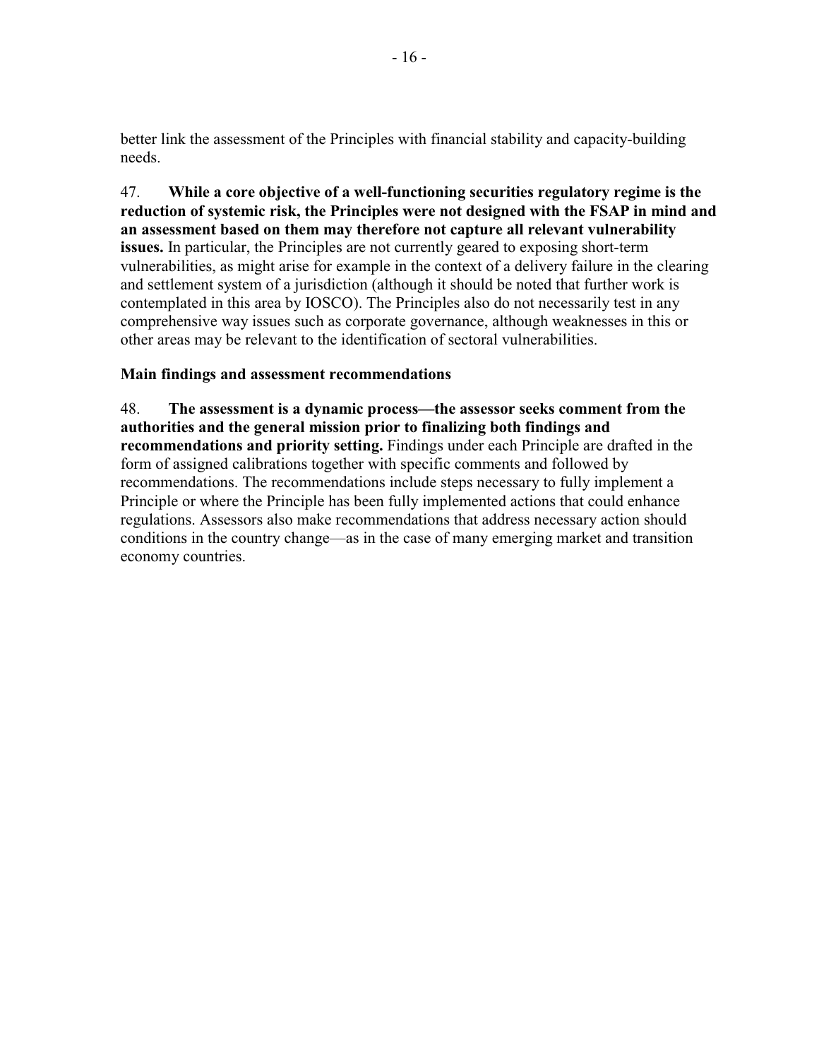better link the assessment of the Principles with financial stability and capacity-building needs.

47. **While a core objective of a well-functioning securities regulatory regime is the reduction of systemic risk, the Principles were not designed with the FSAP in mind and an assessment based on them may therefore not capture all relevant vulnerability issues.** In particular, the Principles are not currently geared to exposing short-term vulnerabilities, as might arise for example in the context of a delivery failure in the clearing and settlement system of a jurisdiction (although it should be noted that further work is contemplated in this area by IOSCO). The Principles also do not necessarily test in any comprehensive way issues such as corporate governance, although weaknesses in this or other areas may be relevant to the identification of sectoral vulnerabilities.

### Main findings and assessment recommendations

48. **The assessment is a dynamic process—the assessor seeks comment from the authorities and the general mission prior to finalizing both findings and recommendations and priority setting.** Findings under each Principle are drafted in the form of assigned calibrations together with specific comments and followed by recommendations. The recommendations include steps necessary to fully implement a Principle or where the Principle has been fully implemented actions that could enhance regulations. Assessors also make recommendations that address necessary action should conditions in the country change—as in the case of many emerging market and transition economy countries.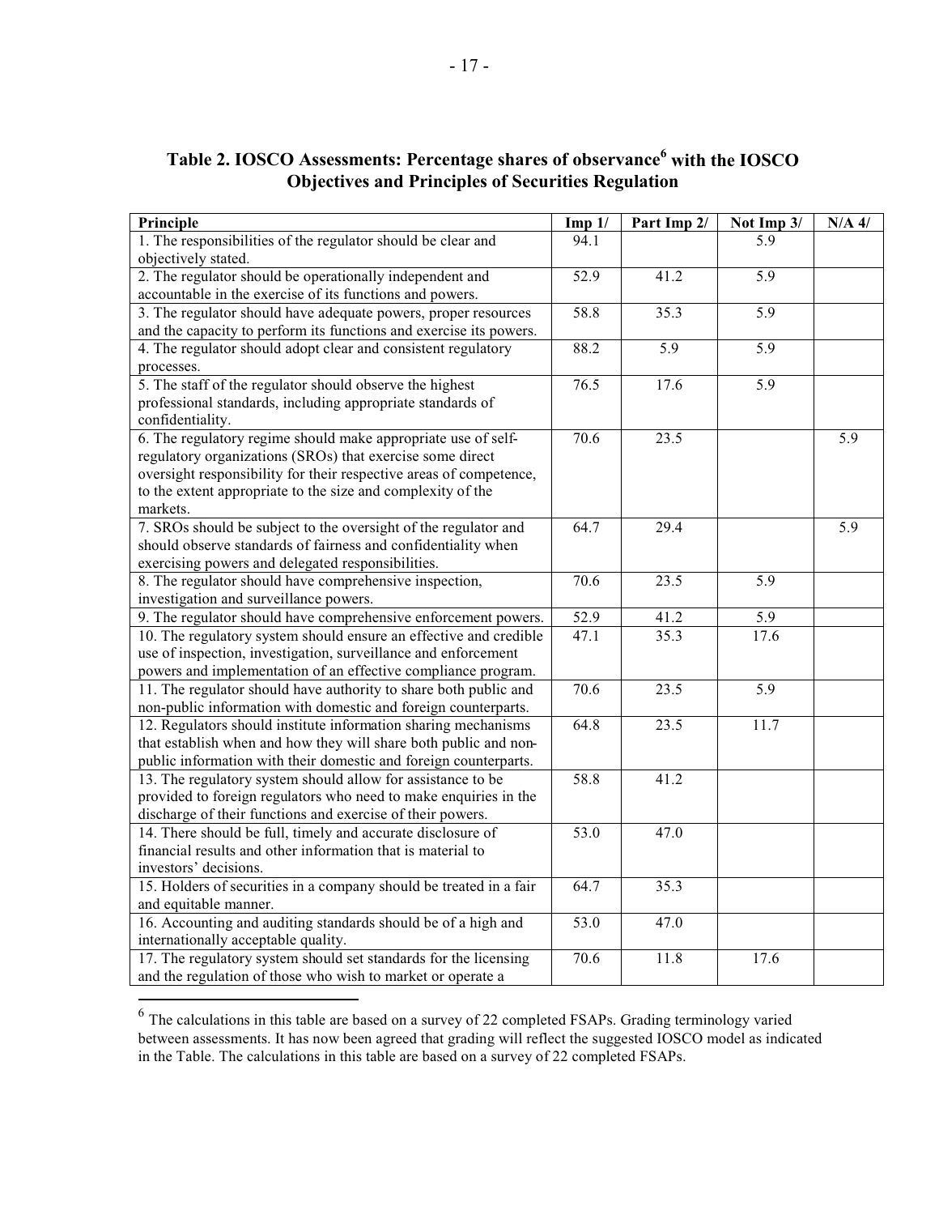**Table 2. IOSCO Assessments: Percentage shares of observance[6] with the IOSCO Objectives and Principles of Securities Regulation**

| Principle | Imp 1/ | Part Imp 2/ | Not Imp 3/ | N/A 4/ |
|---|---|---|---|---|
| 1. The responsibilities of the regulator should be clear and objectively stated. | 94.1 | | 5.9 | |
| 2. The regulator should be operationally independent and accountable in the exercise of its functions and powers. | 52.9 | 41.2 | 5.9 | |
| 3. The regulator should have adequate powers, proper resources and the capacity to perform its functions and exercise its powers. | 58.8 | 35.3 | 5.9 | |
| 4. The regulator should adopt clear and consistent regulatory processes. | 88.2 | 5.9 | 5.9 | |
| 5. The staff of the regulator should observe the highest professional standards, including appropriate standards of confidentiality. | 76.5 | 17.6 | 5.9 | |
| 6. The regulatory regime should make appropriate use of self-regulatory organizations (SROs) that exercise some direct oversight responsibility for their respective areas of competence, to the extent appropriate to the size and complexity of the markets. | 70.6 | 23.5 | | 5.9 |
| 7. SROs should be subject to the oversight of the regulator and should observe standards of fairness and confidentiality when exercising powers and delegated responsibilities. | 64.7 | 29.4 | | 5.9 |
| 8. The regulator should have comprehensive inspection, investigation and surveillance powers. | 70.6 | 23.5 | 5.9 | |
| 9. The regulator should have comprehensive enforcement powers. | 52.9 | 41.2 | 5.9 | |
| 10. The regulatory system should ensure an effective and credible use of inspection, investigation, surveillance and enforcement powers and implementation of an effective compliance program. | 47.1 | 35.3 | 17.6 | |
| 11. The regulator should have authority to share both public and non-public information with domestic and foreign counterparts. | 70.6 | 23.5 | 5.9 | |
| 12. Regulators should institute information sharing mechanisms that establish when and how they will share both public and non-public information with their domestic and foreign counterparts. | 64.8 | 23.5 | 11.7 | |
| 13. The regulatory system should allow for assistance to be provided to foreign regulators who need to make enquiries in the discharge of their functions and exercise of their powers. | 58.8 | 41.2 | | |
| 14. There should be full, timely and accurate disclosure of financial results and other information that is material to investors' decisions. | 53.0 | 47.0 | | |
| 15. Holders of securities in a company should be treated in a fair and equitable manner. | 64.7 | 35.3 | | |
| 16. Accounting and auditing standards should be of a high and internationally acceptable quality. | 53.0 | 47.0 | | |
| 17. The regulatory system should set standards for the licensing and the regulation of those who wish to market or operate a | 70.6 | 11.8 | 17.6 | |

[6] The calculations in this table are based on a survey of 22 completed FSAPs. Grading terminology varied between assessments. It has now been agreed that grading will reflect the suggested IOSCO model as indicated in the Table. The calculations in this table are based on a survey of 22 completed FSAPs.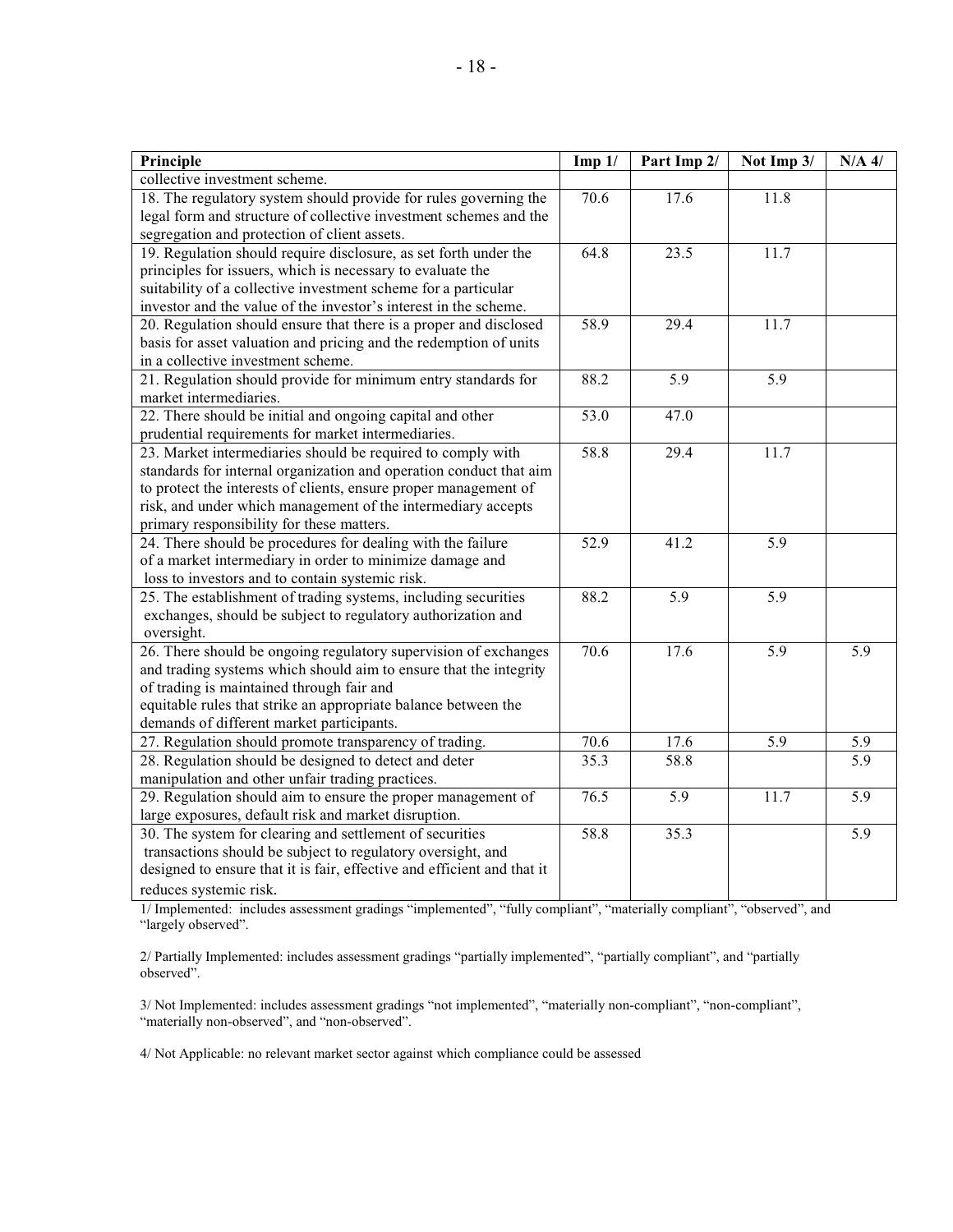| Principle | Imp 1/ | Part Imp 2/ | Not Imp 3/ | N/A 4/ |
|---|---|---|---|---|
| collective investment scheme. | | | | |
| 18. The regulatory system should provide for rules governing the legal form and structure of collective investment schemes and the segregation and protection of client assets. | 70.6 | 17.6 | 11.8 | |
| 19. Regulation should require disclosure, as set forth under the principles for issuers, which is necessary to evaluate the suitability of a collective investment scheme for a particular investor and the value of the investor's interest in the scheme. | 64.8 | 23.5 | 11.7 | |
| 20. Regulation should ensure that there is a proper and disclosed basis for asset valuation and pricing and the redemption of units in a collective investment scheme. | 58.9 | 29.4 | 11.7 | |
| 21. Regulation should provide for minimum entry standards for market intermediaries. | 88.2 | 5.9 | 5.9 | |
| 22. There should be initial and ongoing capital and other prudential requirements for market intermediaries. | 53.0 | 47.0 | | |
| 23. Market intermediaries should be required to comply with standards for internal organization and operation conduct that aim to protect the interests of clients, ensure proper management of risk, and under which management of the intermediary accepts primary responsibility for these matters. | 58.8 | 29.4 | 11.7 | |
| 24. There should be procedures for dealing with the failure of a market intermediary in order to minimize damage and loss to investors and to contain systemic risk. | 52.9 | 41.2 | 5.9 | |
| 25. The establishment of trading systems, including securities exchanges, should be subject to regulatory authorization and oversight. | 88.2 | 5.9 | 5.9 | |
| 26. There should be ongoing regulatory supervision of exchanges and trading systems which should aim to ensure that the integrity of trading is maintained through fair and equitable rules that strike an appropriate balance between the demands of different market participants. | 70.6 | 17.6 | 5.9 | 5.9 |
| 27. Regulation should promote transparency of trading. | 70.6 | 17.6 | 5.9 | 5.9 |
| 28. Regulation should be designed to detect and deter manipulation and other unfair trading practices. | 35.3 | 58.8 | | 5.9 |
| 29. Regulation should aim to ensure the proper management of large exposures, default risk and market disruption. | 76.5 | 5.9 | 11.7 | 5.9 |
| 30. The system for clearing and settlement of securities transactions should be subject to regulatory oversight, and designed to ensure that it is fair, effective and efficient and that it reduces systemic risk. | 58.8 | 35.3 | | 5.9 |

1/ Implemented: includes assessment gradings "implemented", "fully compliant", "materially compliant", "observed", and "largely observed".

2/ Partially Implemented: includes assessment gradings "partially implemented", "partially compliant", and "partially observed".

3/ Not Implemented: includes assessment gradings "not implemented", "materially non-compliant", "non-compliant", "materially non-observed", and "non-observed".

4/ Not Applicable: no relevant market sector against which compliance could be assessed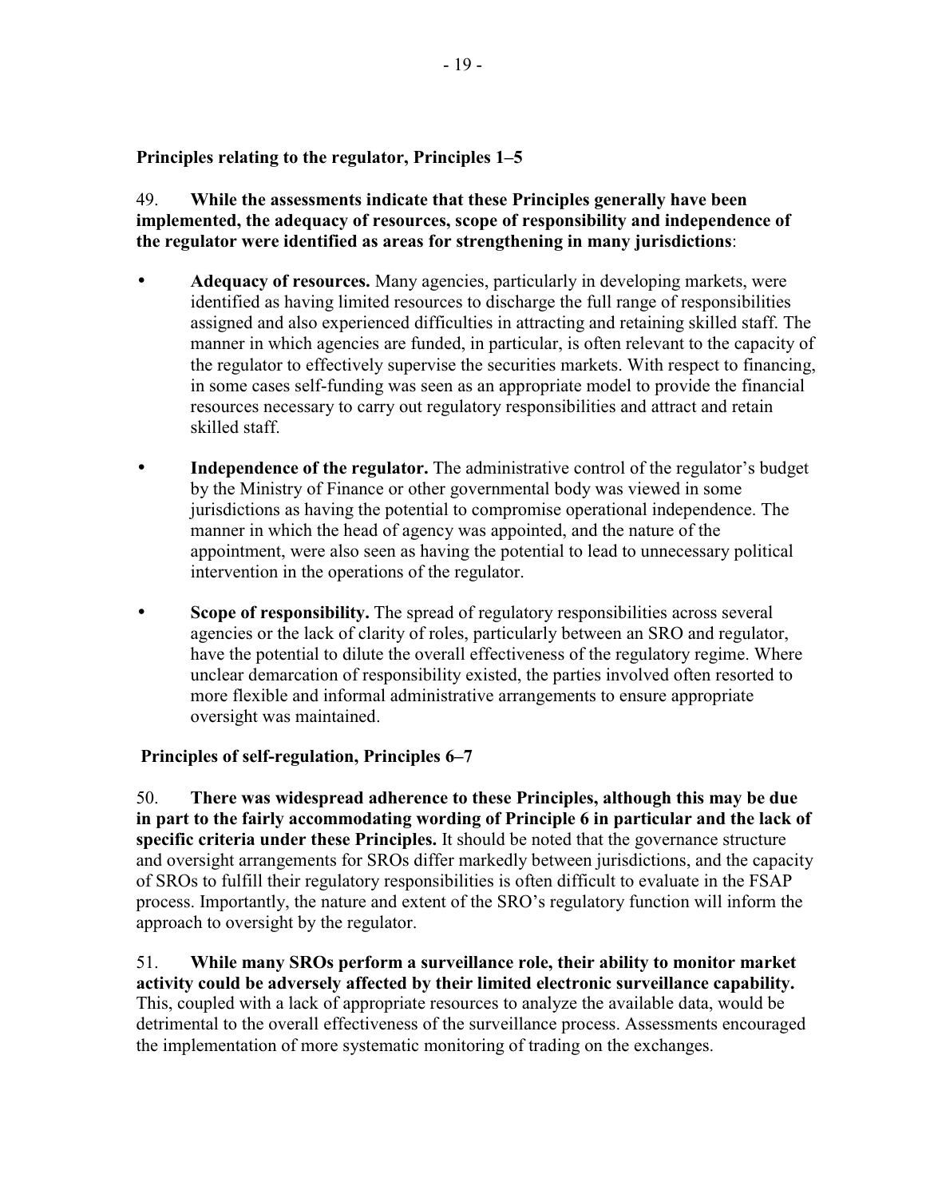**Principles relating to the regulator, Principles 1–5**

49. **While the assessments indicate that these Principles generally have been implemented, the adequacy of resources, scope of responsibility and independence of the regulator were identified as areas for strengthening in many jurisdictions**:

- **Adequacy of resources.** Many agencies, particularly in developing markets, were identified as having limited resources to discharge the full range of responsibilities assigned and also experienced difficulties in attracting and retaining skilled staff. The manner in which agencies are funded, in particular, is often relevant to the capacity of the regulator to effectively supervise the securities markets. With respect to financing, in some cases self-funding was seen as an appropriate model to provide the financial resources necessary to carry out regulatory responsibilities and attract and retain skilled staff.

- **Independence of the regulator.** The administrative control of the regulator's budget by the Ministry of Finance or other governmental body was viewed in some jurisdictions as having the potential to compromise operational independence. The manner in which the head of agency was appointed, and the nature of the appointment, were also seen as having the potential to lead to unnecessary political intervention in the operations of the regulator.

- **Scope of responsibility.** The spread of regulatory responsibilities across several agencies or the lack of clarity of roles, particularly between an SRO and regulator, have the potential to dilute the overall effectiveness of the regulatory regime. Where unclear demarcation of responsibility existed, the parties involved often resorted to more flexible and informal administrative arrangements to ensure appropriate oversight was maintained.

**Principles of self-regulation, Principles 6–7**

50. **There was widespread adherence to these Principles, although this may be due in part to the fairly accommodating wording of Principle 6 in particular and the lack of specific criteria under these Principles.** It should be noted that the governance structure and oversight arrangements for SROs differ markedly between jurisdictions, and the capacity of SROs to fulfill their regulatory responsibilities is often difficult to evaluate in the FSAP process. Importantly, the nature and extent of the SRO's regulatory function will inform the approach to oversight by the regulator.

51. **While many SROs perform a surveillance role, their ability to monitor market activity could be adversely affected by their limited electronic surveillance capability.** This, coupled with a lack of appropriate resources to analyze the available data, would be detrimental to the overall effectiveness of the surveillance process. Assessments encouraged the implementation of more systematic monitoring of trading on the exchanges.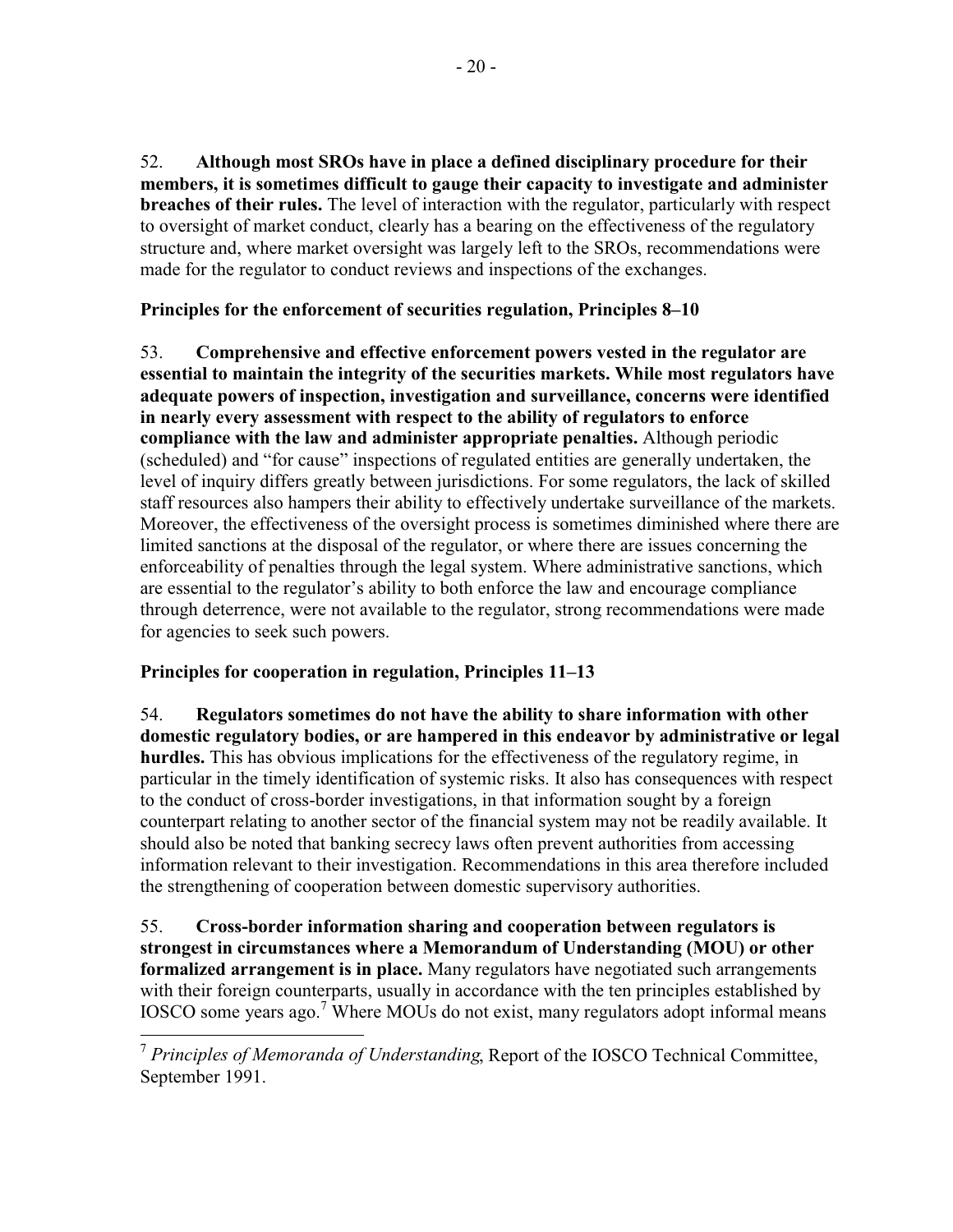52. **Although most SROs have in place a defined disciplinary procedure for their members, it is sometimes difficult to gauge their capacity to investigate and administer breaches of their rules.** The level of interaction with the regulator, particularly with respect to oversight of market conduct, clearly has a bearing on the effectiveness of the regulatory structure and, where market oversight was largely left to the SROs, recommendations were made for the regulator to conduct reviews and inspections of the exchanges.

**Principles for the enforcement of securities regulation, Principles 8–10**

53. **Comprehensive and effective enforcement powers vested in the regulator are essential to maintain the integrity of the securities markets. While most regulators have adequate powers of inspection, investigation and surveillance, concerns were identified in nearly every assessment with respect to the ability of regulators to enforce compliance with the law and administer appropriate penalties.** Although periodic (scheduled) and "for cause" inspections of regulated entities are generally undertaken, the level of inquiry differs greatly between jurisdictions. For some regulators, the lack of skilled staff resources also hampers their ability to effectively undertake surveillance of the markets. Moreover, the effectiveness of the oversight process is sometimes diminished where there are limited sanctions at the disposal of the regulator, or where there are issues concerning the enforceability of penalties through the legal system. Where administrative sanctions, which are essential to the regulator's ability to both enforce the law and encourage compliance through deterrence, were not available to the regulator, strong recommendations were made for agencies to seek such powers.

**Principles for cooperation in regulation, Principles 11–13**

54. **Regulators sometimes do not have the ability to share information with other domestic regulatory bodies, or are hampered in this endeavor by administrative or legal hurdles.** This has obvious implications for the effectiveness of the regulatory regime, in particular in the timely identification of systemic risks. It also has consequences with respect to the conduct of cross-border investigations, in that information sought by a foreign counterpart relating to another sector of the financial system may not be readily available. It should also be noted that banking secrecy laws often prevent authorities from accessing information relevant to their investigation. Recommendations in this area therefore included the strengthening of cooperation between domestic supervisory authorities.

55. **Cross-border information sharing and cooperation between regulators is strongest in circumstances where a Memorandum of Understanding (MOU) or other formalized arrangement is in place.** Many regulators have negotiated such arrangements with their foreign counterparts, usually in accordance with the ten principles established by IOSCO some years ago.[7] Where MOUs do not exist, many regulators adopt informal means

[7] *Principles of Memoranda of Understanding*, Report of the IOSCO Technical Committee, September 1991.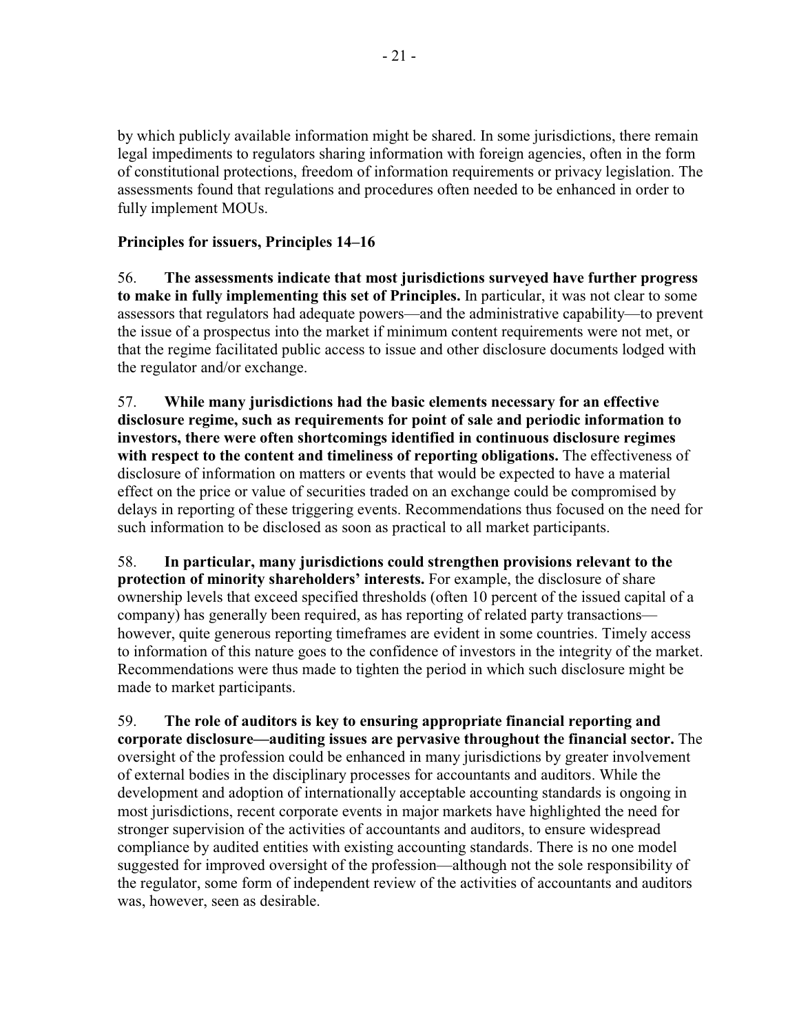by which publicly available information might be shared. In some jurisdictions, there remain legal impediments to regulators sharing information with foreign agencies, often in the form of constitutional protections, freedom of information requirements or privacy legislation. The assessments found that regulations and procedures often needed to be enhanced in order to fully implement MOUs.

### Principles for issuers, Principles 14–16

56. **The assessments indicate that most jurisdictions surveyed have further progress to make in fully implementing this set of Principles.** In particular, it was not clear to some assessors that regulators had adequate powers—and the administrative capability—to prevent the issue of a prospectus into the market if minimum content requirements were not met, or that the regime facilitated public access to issue and other disclosure documents lodged with the regulator and/or exchange.

57. **While many jurisdictions had the basic elements necessary for an effective disclosure regime, such as requirements for point of sale and periodic information to investors, there were often shortcomings identified in continuous disclosure regimes with respect to the content and timeliness of reporting obligations.** The effectiveness of disclosure of information on matters or events that would be expected to have a material effect on the price or value of securities traded on an exchange could be compromised by delays in reporting of these triggering events. Recommendations thus focused on the need for such information to be disclosed as soon as practical to all market participants.

58. **In particular, many jurisdictions could strengthen provisions relevant to the protection of minority shareholders' interests.** For example, the disclosure of share ownership levels that exceed specified thresholds (often 10 percent of the issued capital of a company) has generally been required, as has reporting of related party transactions—however, quite generous reporting timeframes are evident in some countries. Timely access to information of this nature goes to the confidence of investors in the integrity of the market. Recommendations were thus made to tighten the period in which such disclosure might be made to market participants.

59. **The role of auditors is key to ensuring appropriate financial reporting and corporate disclosure—auditing issues are pervasive throughout the financial sector.** The oversight of the profession could be enhanced in many jurisdictions by greater involvement of external bodies in the disciplinary processes for accountants and auditors. While the development and adoption of internationally acceptable accounting standards is ongoing in most jurisdictions, recent corporate events in major markets have highlighted the need for stronger supervision of the activities of accountants and auditors, to ensure widespread compliance by audited entities with existing accounting standards. There is no one model suggested for improved oversight of the profession—although not the sole responsibility of the regulator, some form of independent review of the activities of accountants and auditors was, however, seen as desirable.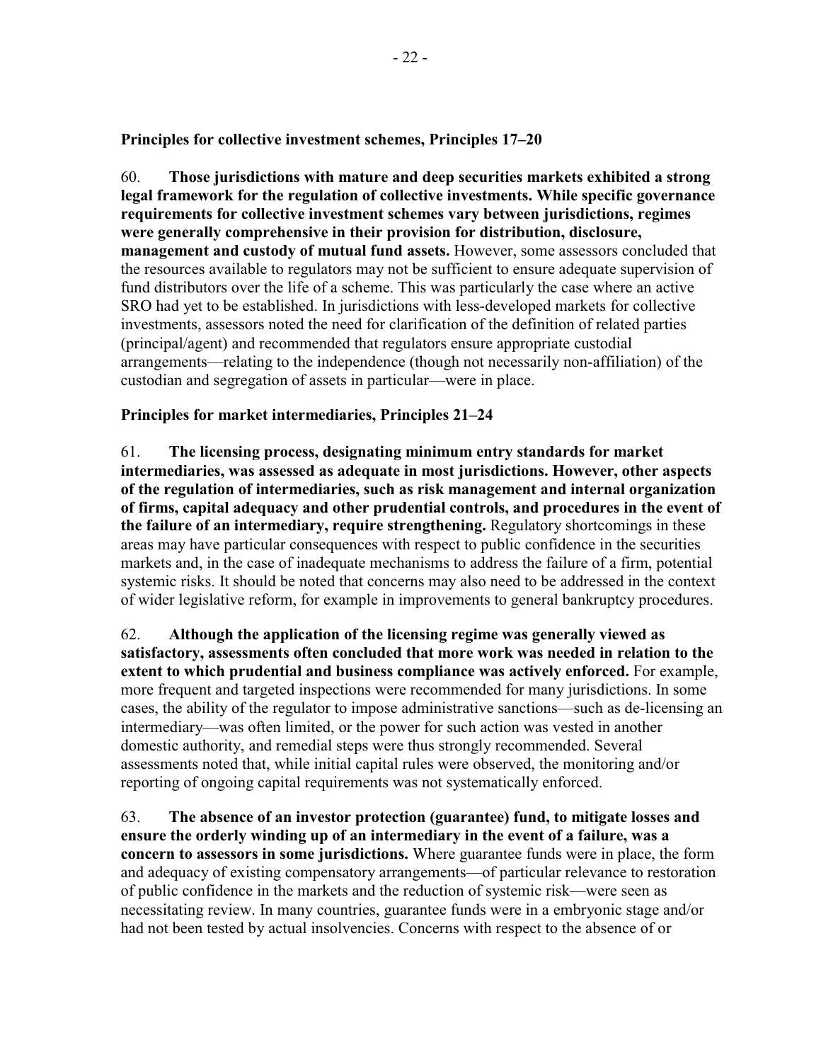**Principles for collective investment schemes, Principles 17–20**

60. **Those jurisdictions with mature and deep securities markets exhibited a strong legal framework for the regulation of collective investments. While specific governance requirements for collective investment schemes vary between jurisdictions, regimes were generally comprehensive in their provision for distribution, disclosure, management and custody of mutual fund assets.** However, some assessors concluded that the resources available to regulators may not be sufficient to ensure adequate supervision of fund distributors over the life of a scheme. This was particularly the case where an active SRO had yet to be established. In jurisdictions with less-developed markets for collective investments, assessors noted the need for clarification of the definition of related parties (principal/agent) and recommended that regulators ensure appropriate custodial arrangements—relating to the independence (though not necessarily non-affiliation) of the custodian and segregation of assets in particular—were in place.

**Principles for market intermediaries, Principles 21–24**

61. **The licensing process, designating minimum entry standards for market intermediaries, was assessed as adequate in most jurisdictions. However, other aspects of the regulation of intermediaries, such as risk management and internal organization of firms, capital adequacy and other prudential controls, and procedures in the event of the failure of an intermediary, require strengthening.** Regulatory shortcomings in these areas may have particular consequences with respect to public confidence in the securities markets and, in the case of inadequate mechanisms to address the failure of a firm, potential systemic risks. It should be noted that concerns may also need to be addressed in the context of wider legislative reform, for example in improvements to general bankruptcy procedures.

62. **Although the application of the licensing regime was generally viewed as satisfactory, assessments often concluded that more work was needed in relation to the extent to which prudential and business compliance was actively enforced.** For example, more frequent and targeted inspections were recommended for many jurisdictions. In some cases, the ability of the regulator to impose administrative sanctions—such as de-licensing an intermediary—was often limited, or the power for such action was vested in another domestic authority, and remedial steps were thus strongly recommended. Several assessments noted that, while initial capital rules were observed, the monitoring and/or reporting of ongoing capital requirements was not systematically enforced.

63. **The absence of an investor protection (guarantee) fund, to mitigate losses and ensure the orderly winding up of an intermediary in the event of a failure, was a concern to assessors in some jurisdictions.** Where guarantee funds were in place, the form and adequacy of existing compensatory arrangements—of particular relevance to restoration of public confidence in the markets and the reduction of systemic risk—were seen as necessitating review. In many countries, guarantee funds were in a embryonic stage and/or had not been tested by actual insolvencies. Concerns with respect to the absence of or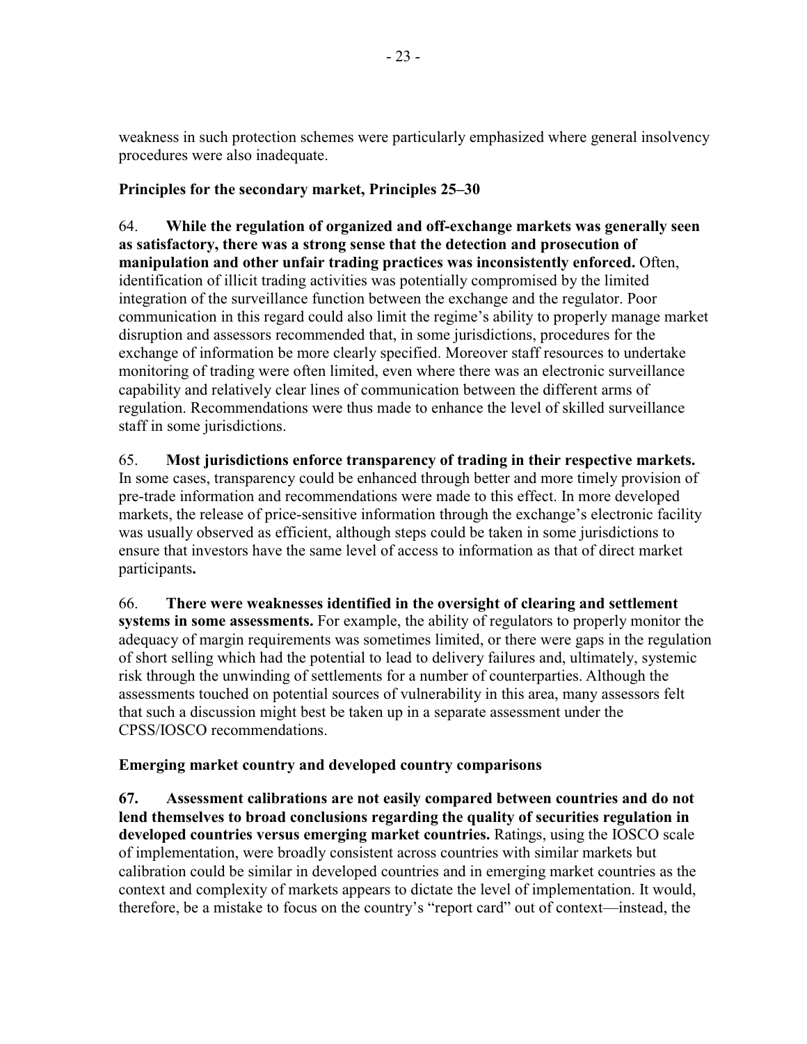weakness in such protection schemes were particularly emphasized where general insolvency procedures were also inadequate.

**Principles for the secondary market, Principles 25–30**

64. **While the regulation of organized and off-exchange markets was generally seen as satisfactory, there was a strong sense that the detection and prosecution of manipulation and other unfair trading practices was inconsistently enforced.** Often, identification of illicit trading activities was potentially compromised by the limited integration of the surveillance function between the exchange and the regulator. Poor communication in this regard could also limit the regime's ability to properly manage market disruption and assessors recommended that, in some jurisdictions, procedures for the exchange of information be more clearly specified. Moreover staff resources to undertake monitoring of trading were often limited, even where there was an electronic surveillance capability and relatively clear lines of communication between the different arms of regulation. Recommendations were thus made to enhance the level of skilled surveillance staff in some jurisdictions.

65. **Most jurisdictions enforce transparency of trading in their respective markets.** In some cases, transparency could be enhanced through better and more timely provision of pre-trade information and recommendations were made to this effect. In more developed markets, the release of price-sensitive information through the exchange's electronic facility was usually observed as efficient, although steps could be taken in some jurisdictions to ensure that investors have the same level of access to information as that of direct market participants**.**

66. **There were weaknesses identified in the oversight of clearing and settlement systems in some assessments.** For example, the ability of regulators to properly monitor the adequacy of margin requirements was sometimes limited, or there were gaps in the regulation of short selling which had the potential to lead to delivery failures and, ultimately, systemic risk through the unwinding of settlements for a number of counterparties. Although the assessments touched on potential sources of vulnerability in this area, many assessors felt that such a discussion might best be taken up in a separate assessment under the CPSS/IOSCO recommendations.

**Emerging market country and developed country comparisons**

**67. Assessment calibrations are not easily compared between countries and do not lend themselves to broad conclusions regarding the quality of securities regulation in developed countries versus emerging market countries.** Ratings, using the IOSCO scale of implementation, were broadly consistent across countries with similar markets but calibration could be similar in developed countries and in emerging market countries as the context and complexity of markets appears to dictate the level of implementation. It would, therefore, be a mistake to focus on the country's "report card" out of context—instead, the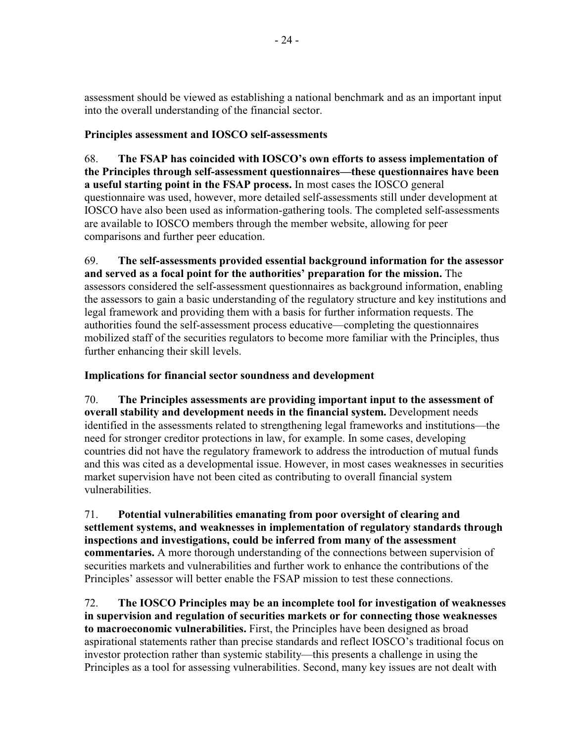assessment should be viewed as establishing a national benchmark and as an important input into the overall understanding of the financial sector.

### Principles assessment and IOSCO self-assessments

68. **The FSAP has coincided with IOSCO's own efforts to assess implementation of the Principles through self-assessment questionnaires—these questionnaires have been a useful starting point in the FSAP process.** In most cases the IOSCO general questionnaire was used, however, more detailed self-assessments still under development at IOSCO have also been used as information-gathering tools. The completed self-assessments are available to IOSCO members through the member website, allowing for peer comparisons and further peer education.

69. **The self-assessments provided essential background information for the assessor and served as a focal point for the authorities' preparation for the mission.** The assessors considered the self-assessment questionnaires as background information, enabling the assessors to gain a basic understanding of the regulatory structure and key institutions and legal framework and providing them with a basis for further information requests. The authorities found the self-assessment process educative—completing the questionnaires mobilized staff of the securities regulators to become more familiar with the Principles, thus further enhancing their skill levels.

### Implications for financial sector soundness and development

70. **The Principles assessments are providing important input to the assessment of overall stability and development needs in the financial system.** Development needs identified in the assessments related to strengthening legal frameworks and institutions—the need for stronger creditor protections in law, for example. In some cases, developing countries did not have the regulatory framework to address the introduction of mutual funds and this was cited as a developmental issue. However, in most cases weaknesses in securities market supervision have not been cited as contributing to overall financial system vulnerabilities.

71. **Potential vulnerabilities emanating from poor oversight of clearing and settlement systems, and weaknesses in implementation of regulatory standards through inspections and investigations, could be inferred from many of the assessment commentaries.** A more thorough understanding of the connections between supervision of securities markets and vulnerabilities and further work to enhance the contributions of the Principles' assessor will better enable the FSAP mission to test these connections.

72. **The IOSCO Principles may be an incomplete tool for investigation of weaknesses in supervision and regulation of securities markets or for connecting those weaknesses to macroeconomic vulnerabilities.** First, the Principles have been designed as broad aspirational statements rather than precise standards and reflect IOSCO's traditional focus on investor protection rather than systemic stability—this presents a challenge in using the Principles as a tool for assessing vulnerabilities. Second, many key issues are not dealt with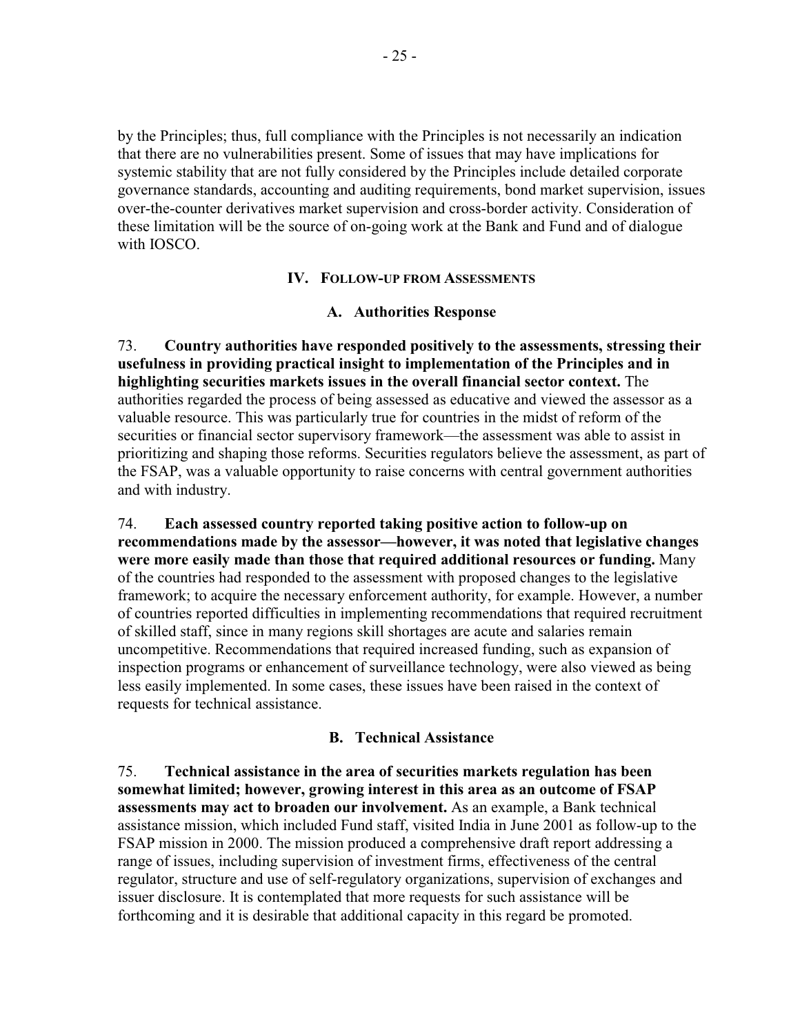by the Principles; thus, full compliance with the Principles is not necessarily an indication that there are no vulnerabilities present. Some of issues that may have implications for systemic stability that are not fully considered by the Principles include detailed corporate governance standards, accounting and auditing requirements, bond market supervision, issues over-the-counter derivatives market supervision and cross-border activity. Consideration of these limitation will be the source of on-going work at the Bank and Fund and of dialogue with IOSCO.

## IV. Follow-up from Assessments

### A. Authorities Response

73. **Country authorities have responded positively to the assessments, stressing their usefulness in providing practical insight to implementation of the Principles and in highlighting securities markets issues in the overall financial sector context.** The authorities regarded the process of being assessed as educative and viewed the assessor as a valuable resource. This was particularly true for countries in the midst of reform of the securities or financial sector supervisory framework—the assessment was able to assist in prioritizing and shaping those reforms. Securities regulators believe the assessment, as part of the FSAP, was a valuable opportunity to raise concerns with central government authorities and with industry.

74. **Each assessed country reported taking positive action to follow-up on recommendations made by the assessor—however, it was noted that legislative changes were more easily made than those that required additional resources or funding.** Many of the countries had responded to the assessment with proposed changes to the legislative framework; to acquire the necessary enforcement authority, for example. However, a number of countries reported difficulties in implementing recommendations that required recruitment of skilled staff, since in many regions skill shortages are acute and salaries remain uncompetitive. Recommendations that required increased funding, such as expansion of inspection programs or enhancement of surveillance technology, were also viewed as being less easily implemented. In some cases, these issues have been raised in the context of requests for technical assistance.

### B. Technical Assistance

75. **Technical assistance in the area of securities markets regulation has been somewhat limited; however, growing interest in this area as an outcome of FSAP assessments may act to broaden our involvement.** As an example, a Bank technical assistance mission, which included Fund staff, visited India in June 2001 as follow-up to the FSAP mission in 2000. The mission produced a comprehensive draft report addressing a range of issues, including supervision of investment firms, effectiveness of the central regulator, structure and use of self-regulatory organizations, supervision of exchanges and issuer disclosure. It is contemplated that more requests for such assistance will be forthcoming and it is desirable that additional capacity in this regard be promoted.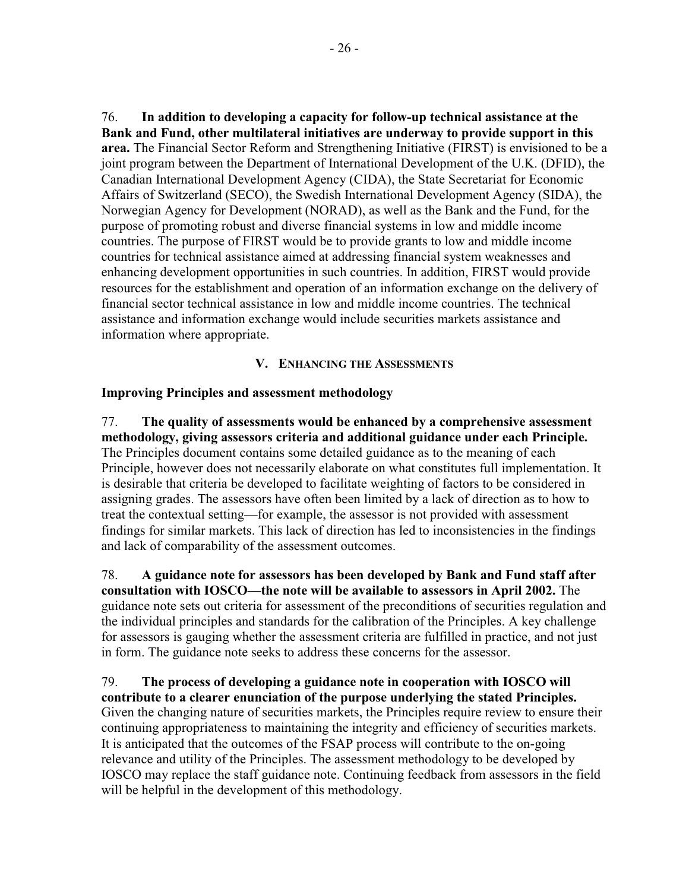76. **In addition to developing a capacity for follow-up technical assistance at the Bank and Fund, other multilateral initiatives are underway to provide support in this area.** The Financial Sector Reform and Strengthening Initiative (FIRST) is envisioned to be a joint program between the Department of International Development of the U.K. (DFID), the Canadian International Development Agency (CIDA), the State Secretariat for Economic Affairs of Switzerland (SECO), the Swedish International Development Agency (SIDA), the Norwegian Agency for Development (NORAD), as well as the Bank and the Fund, for the purpose of promoting robust and diverse financial systems in low and middle income countries. The purpose of FIRST would be to provide grants to low and middle income countries for technical assistance aimed at addressing financial system weaknesses and enhancing development opportunities in such countries. In addition, FIRST would provide resources for the establishment and operation of an information exchange on the delivery of financial sector technical assistance in low and middle income countries. The technical assistance and information exchange would include securities markets assistance and information where appropriate.

## V. Enhancing the Assessments

### Improving Principles and assessment methodology

77. **The quality of assessments would be enhanced by a comprehensive assessment methodology, giving assessors criteria and additional guidance under each Principle.** The Principles document contains some detailed guidance as to the meaning of each Principle, however does not necessarily elaborate on what constitutes full implementation. It is desirable that criteria be developed to facilitate weighting of factors to be considered in assigning grades. The assessors have often been limited by a lack of direction as to how to treat the contextual setting—for example, the assessor is not provided with assessment findings for similar markets. This lack of direction has led to inconsistencies in the findings and lack of comparability of the assessment outcomes.

78. **A guidance note for assessors has been developed by Bank and Fund staff after consultation with IOSCO—the note will be available to assessors in April 2002.** The guidance note sets out criteria for assessment of the preconditions of securities regulation and the individual principles and standards for the calibration of the Principles. A key challenge for assessors is gauging whether the assessment criteria are fulfilled in practice, and not just in form. The guidance note seeks to address these concerns for the assessor.

79. **The process of developing a guidance note in cooperation with IOSCO will contribute to a clearer enunciation of the purpose underlying the stated Principles.** Given the changing nature of securities markets, the Principles require review to ensure their continuing appropriateness to maintaining the integrity and efficiency of securities markets. It is anticipated that the outcomes of the FSAP process will contribute to the on-going relevance and utility of the Principles. The assessment methodology to be developed by IOSCO may replace the staff guidance note. Continuing feedback from assessors in the field will be helpful in the development of this methodology.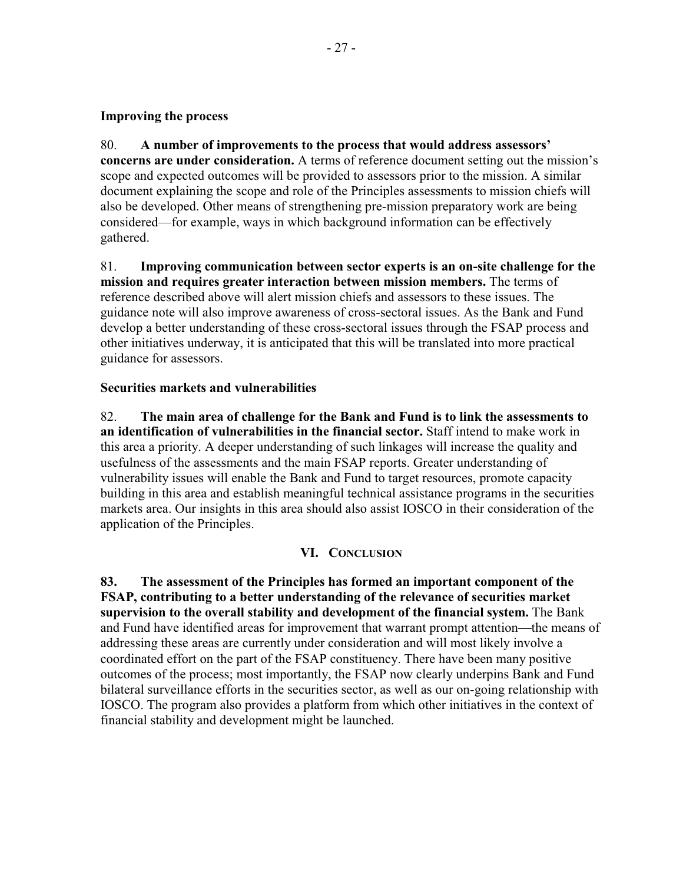### Improving the process

80. **A number of improvements to the process that would address assessors' concerns are under consideration.** A terms of reference document setting out the mission's scope and expected outcomes will be provided to assessors prior to the mission. A similar document explaining the scope and role of the Principles assessments to mission chiefs will also be developed. Other means of strengthening pre-mission preparatory work are being considered—for example, ways in which background information can be effectively gathered.

81. **Improving communication between sector experts is an on-site challenge for the mission and requires greater interaction between mission members.** The terms of reference described above will alert mission chiefs and assessors to these issues. The guidance note will also improve awareness of cross-sectoral issues. As the Bank and Fund develop a better understanding of these cross-sectoral issues through the FSAP process and other initiatives underway, it is anticipated that this will be translated into more practical guidance for assessors.

### Securities markets and vulnerabilities

82. **The main area of challenge for the Bank and Fund is to link the assessments to an identification of vulnerabilities in the financial sector.** Staff intend to make work in this area a priority. A deeper understanding of such linkages will increase the quality and usefulness of the assessments and the main FSAP reports. Greater understanding of vulnerability issues will enable the Bank and Fund to target resources, promote capacity building in this area and establish meaningful technical assistance programs in the securities markets area. Our insights in this area should also assist IOSCO in their consideration of the application of the Principles.

## VI. Conclusion

**83. The assessment of the Principles has formed an important component of the FSAP, contributing to a better understanding of the relevance of securities market supervision to the overall stability and development of the financial system.** The Bank and Fund have identified areas for improvement that warrant prompt attention—the means of addressing these areas are currently under consideration and will most likely involve a coordinated effort on the part of the FSAP constituency. There have been many positive outcomes of the process; most importantly, the FSAP now clearly underpins Bank and Fund bilateral surveillance efforts in the securities sector, as well as our on-going relationship with IOSCO. The program also provides a platform from which other initiatives in the context of financial stability and development might be launched.